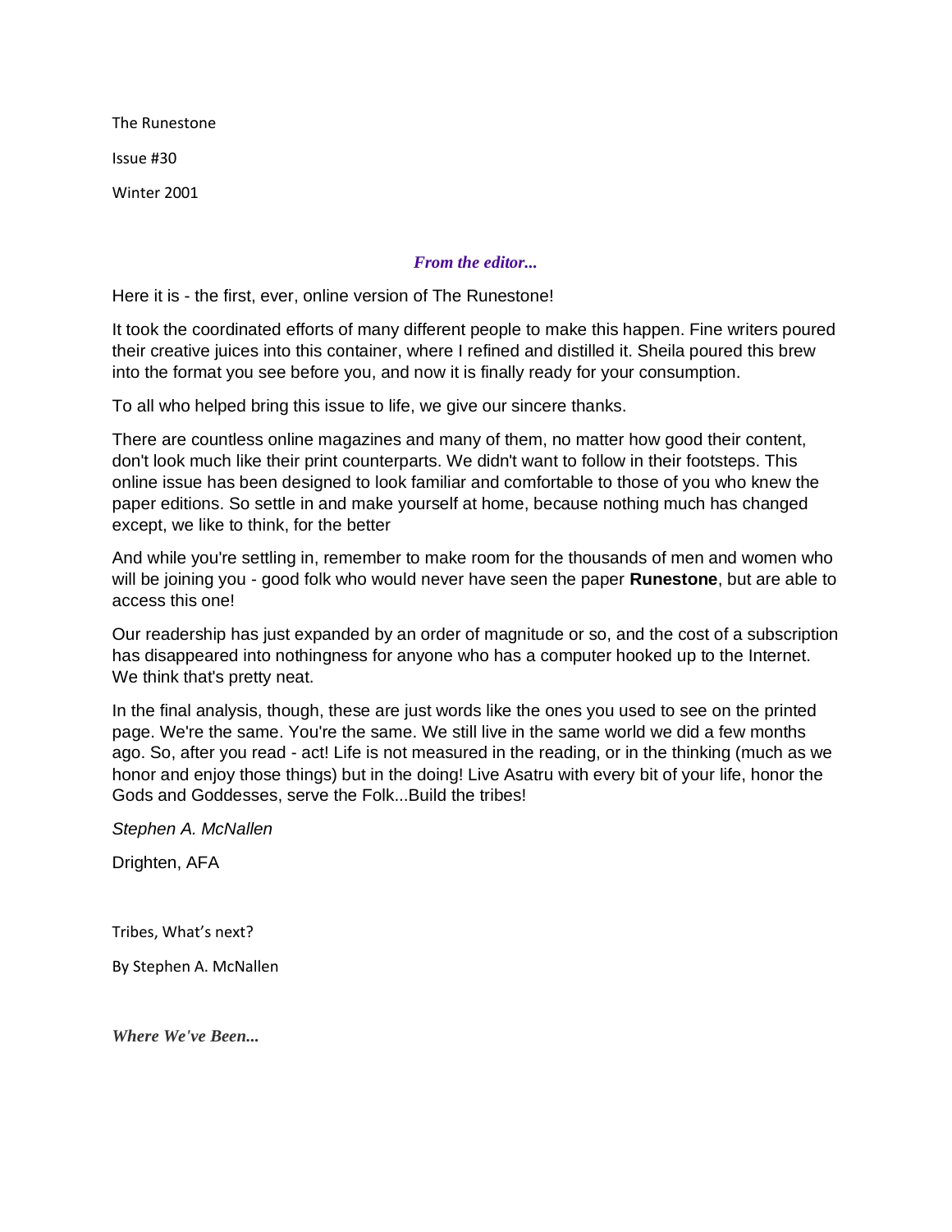The Runestone

Issue #30

Winter 2001

### *From the editor...*

Here it is - the first, ever, online version of The Runestone!

It took the coordinated efforts of many different people to make this happen. Fine writers poured their creative juices into this container, where I refined and distilled it. Sheila poured this brew into the format you see before you, and now it is finally ready for your consumption.

To all who helped bring this issue to life, we give our sincere thanks.

There are countless online magazines and many of them, no matter how good their content, don't look much like their print counterparts. We didn't want to follow in their footsteps. This online issue has been designed to look familiar and comfortable to those of you who knew the paper editions. So settle in and make yourself at home, because nothing much has changed except, we like to think, for the better

And while you're settling in, remember to make room for the thousands of men and women who will be joining you - good folk who would never have seen the paper **Runestone**, but are able to access this one!

Our readership has just expanded by an order of magnitude or so, and the cost of a subscription has disappeared into nothingness for anyone who has a computer hooked up to the Internet. We think that's pretty neat.

In the final analysis, though, these are just words like the ones you used to see on the printed page. We're the same. You're the same. We still live in the same world we did a few months ago. So, after you read - act! Life is not measured in the reading, or in the thinking (much as we honor and enjoy those things) but in the doing! Live Asatru with every bit of your life, honor the Gods and Goddesses, serve the Folk...Build the tribes!

*Stephen A. McNallen*

Drighten, AFA

## Tribes, What's next?

By Stephen A. McNallen

### *Where We've Been...*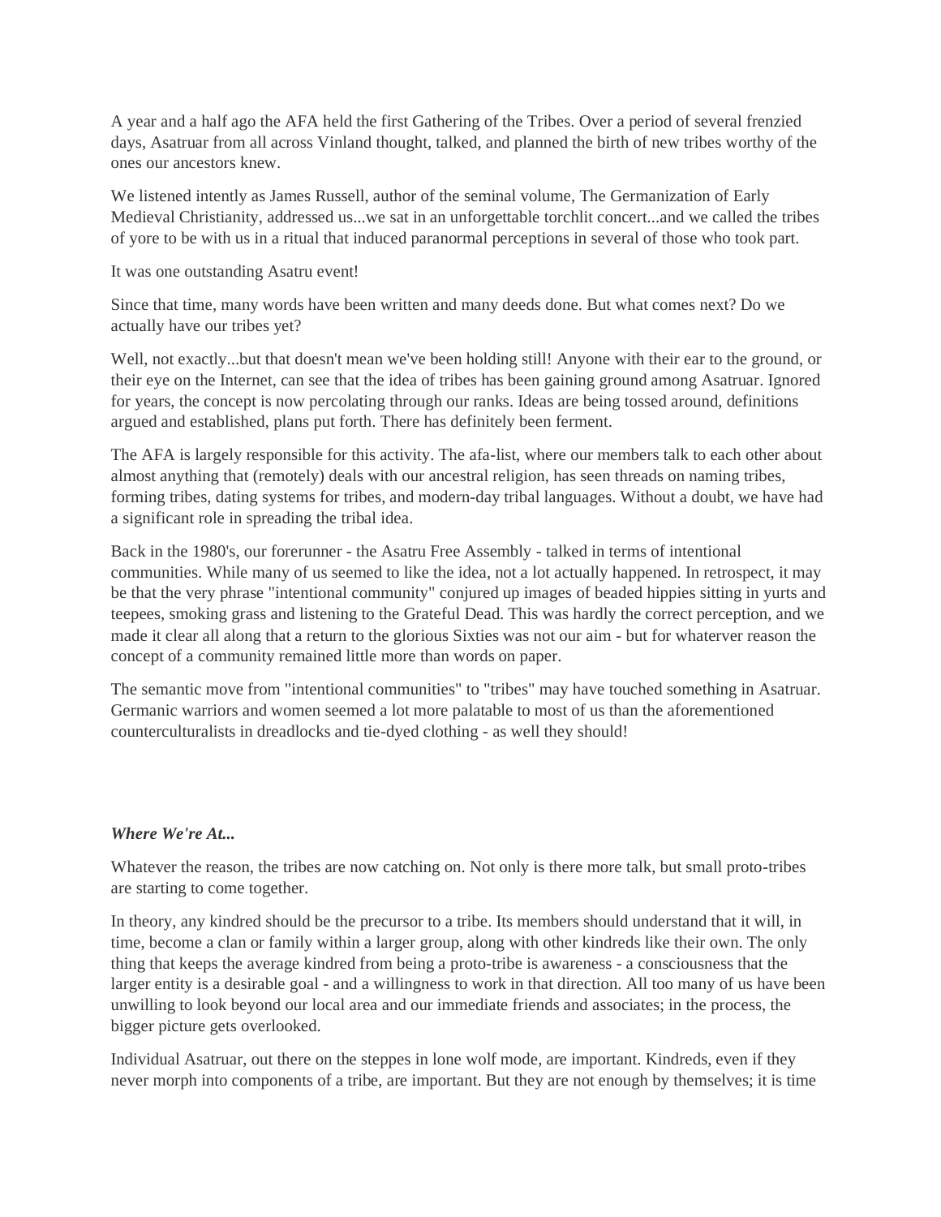A year and a half ago the AFA held the first Gathering of the Tribes. Over a period of several frenzied days, Asatruar from all across Vinland thought, talked, and planned the birth of new tribes worthy of the ones our ancestors knew.

We listened intently as James Russell, author of the seminal volume, The Germanization of Early Medieval Christianity, addressed us...we sat in an unforgettable torchlit concert...and we called the tribes of yore to be with us in a ritual that induced paranormal perceptions in several of those who took part.

It was one outstanding Asatru event!

Since that time, many words have been written and many deeds done. But what comes next? Do we actually have our tribes yet?

Well, not exactly...but that doesn't mean we've been holding still! Anyone with their ear to the ground, or their eye on the Internet, can see that the idea of tribes has been gaining ground among Asatruar. Ignored for years, the concept is now percolating through our ranks. Ideas are being tossed around, definitions argued and established, plans put forth. There has definitely been ferment.

The AFA is largely responsible for this activity. The afa-list, where our members talk to each other about almost anything that (remotely) deals with our ancestral religion, has seen threads on naming tribes, forming tribes, dating systems for tribes, and modern-day tribal languages. Without a doubt, we have had a significant role in spreading the tribal idea.

Back in the 1980's, our forerunner - the Asatru Free Assembly - talked in terms of intentional communities. While many of us seemed to like the idea, not a lot actually happened. In retrospect, it may be that the very phrase "intentional community" conjured up images of beaded hippies sitting in yurts and teepees, smoking grass and listening to the Grateful Dead. This was hardly the correct perception, and we made it clear all along that a return to the glorious Sixties was not our aim - but for whatverer reason the concept of a community remained little more than words on paper.

The semantic move from "intentional communities" to "tribes" may have touched something in Asatruar. Germanic warriors and women seemed a lot more palatable to most of us than the aforementioned counterculturalists in dreadlocks and tie-dyed clothing - as well they should!

***Where We're At...***

Whatever the reason, the tribes are now catching on. Not only is there more talk, but small proto-tribes are starting to come together.

In theory, any kindred should be the precursor to a tribe. Its members should understand that it will, in time, become a clan or family within a larger group, along with other kindreds like their own. The only thing that keeps the average kindred from being a proto-tribe is awareness - a consciousness that the larger entity is a desirable goal - and a willingness to work in that direction. All too many of us have been unwilling to look beyond our local area and our immediate friends and associates; in the process, the bigger picture gets overlooked.

Individual Asatruar, out there on the steppes in lone wolf mode, are important. Kindreds, even if they never morph into components of a tribe, are important. But they are not enough by themselves; it is time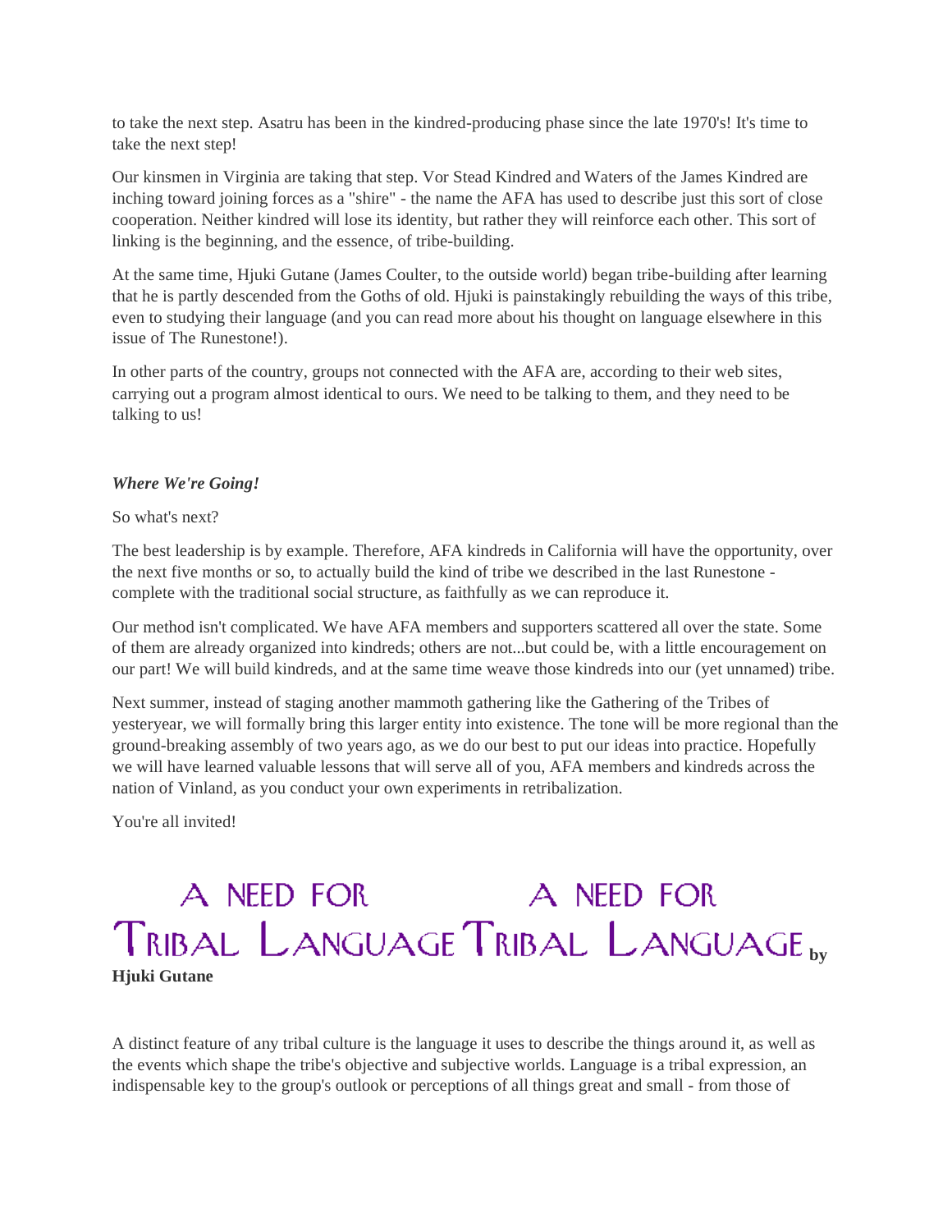to take the next step. Asatru has been in the kindred-producing phase since the late 1970's! It's time to take the next step!

Our kinsmen in Virginia are taking that step. Vor Stead Kindred and Waters of the James Kindred are inching toward joining forces as a "shire" - the name the AFA has used to describe just this sort of close cooperation. Neither kindred will lose its identity, but rather they will reinforce each other. This sort of linking is the beginning, and the essence, of tribe-building.

At the same time, Hjuki Gutane (James Coulter, to the outside world) began tribe-building after learning that he is partly descended from the Goths of old. Hjuki is painstakingly rebuilding the ways of this tribe, even to studying their language (and you can read more about his thought on language elsewhere in this issue of The Runestone!).

In other parts of the country, groups not connected with the AFA are, according to their web sites, carrying out a program almost identical to ours. We need to be talking to them, and they need to be talking to us!

***Where We're Going!***

So what's next?

The best leadership is by example. Therefore, AFA kindreds in California will have the opportunity, over the next five months or so, to actually build the kind of tribe we described in the last Runestone - complete with the traditional social structure, as faithfully as we can reproduce it.

Our method isn't complicated. We have AFA members and supporters scattered all over the state. Some of them are already organized into kindreds; others are not...but could be, with a little encouragement on our part! We will build kindreds, and at the same time weave those kindreds into our (yet unnamed) tribe.

Next summer, instead of staging another mammoth gathering like the Gathering of the Tribes of yesteryear, we will formally bring this larger entity into existence. The tone will be more regional than the ground-breaking assembly of two years ago, as we do our best to put our ideas into practice. Hopefully we will have learned valuable lessons that will serve all of you, AFA members and kindreds across the nation of Vinland, as you conduct your own experiments in retribalization.

You're all invited!

# A Need for Tribal Language A Need for Tribal Language

**by Hjuki Gutane**

A distinct feature of any tribal culture is the language it uses to describe the things around it, as well as the events which shape the tribe's objective and subjective worlds. Language is a tribal expression, an indispensable key to the group's outlook or perceptions of all things great and small - from those of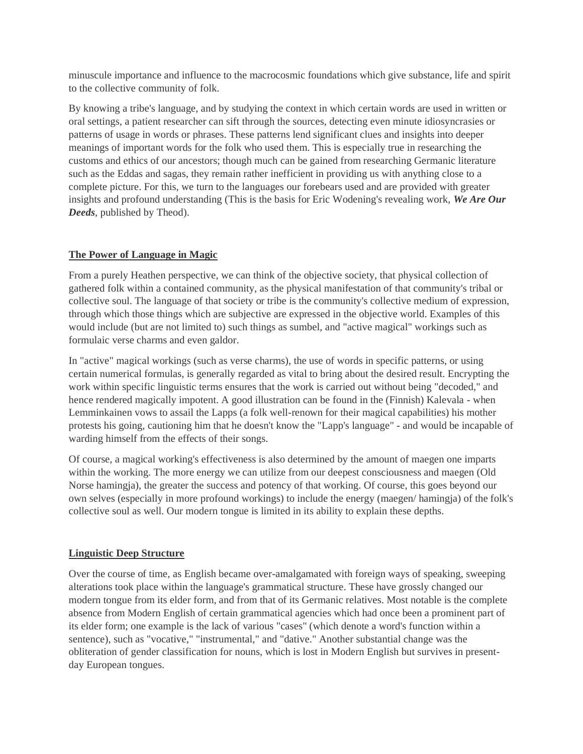minuscule importance and influence to the macrocosmic foundations which give substance, life and spirit to the collective community of folk.

By knowing a tribe's language, and by studying the context in which certain words are used in written or oral settings, a patient researcher can sift through the sources, detecting even minute idiosyncrasies or patterns of usage in words or phrases. These patterns lend significant clues and insights into deeper meanings of important words for the folk who used them. This is especially true in researching the customs and ethics of our ancestors; though much can be gained from researching Germanic literature such as the Eddas and sagas, they remain rather inefficient in providing us with anything close to a complete picture. For this, we turn to the languages our forebears used and are provided with greater insights and profound understanding (This is the basis for Eric Wodening's revealing work, ***We Are Our Deeds***, published by Theod).

## The Power of Language in Magic

From a purely Heathen perspective, we can think of the objective society, that physical collection of gathered folk within a contained community, as the physical manifestation of that community's tribal or collective soul. The language of that society or tribe is the community's collective medium of expression, through which those things which are subjective are expressed in the objective world. Examples of this would include (but are not limited to) such things as sumbel, and "active magical" workings such as formulaic verse charms and even galdor.

In "active" magical workings (such as verse charms), the use of words in specific patterns, or using certain numerical formulas, is generally regarded as vital to bring about the desired result. Encrypting the work within specific linguistic terms ensures that the work is carried out without being "decoded," and hence rendered magically impotent. A good illustration can be found in the (Finnish) Kalevala - when Lemminkainen vows to assail the Lapps (a folk well-renown for their magical capabilities) his mother protests his going, cautioning him that he doesn't know the "Lapp's language" - and would be incapable of warding himself from the effects of their songs.

Of course, a magical working's effectiveness is also determined by the amount of maegen one imparts within the working. The more energy we can utilize from our deepest consciousness and maegen (Old Norse hamingja), the greater the success and potency of that working. Of course, this goes beyond our own selves (especially in more profound workings) to include the energy (maegen/ hamingja) of the folk's collective soul as well. Our modern tongue is limited in its ability to explain these depths.

## Linguistic Deep Structure

Over the course of time, as English became over-amalgamated with foreign ways of speaking, sweeping alterations took place within the language's grammatical structure. These have grossly changed our modern tongue from its elder form, and from that of its Germanic relatives. Most notable is the complete absence from Modern English of certain grammatical agencies which had once been a prominent part of its elder form; one example is the lack of various "cases" (which denote a word's function within a sentence), such as "vocative," "instrumental," and "dative." Another substantial change was the obliteration of gender classification for nouns, which is lost in Modern English but survives in present-day European tongues.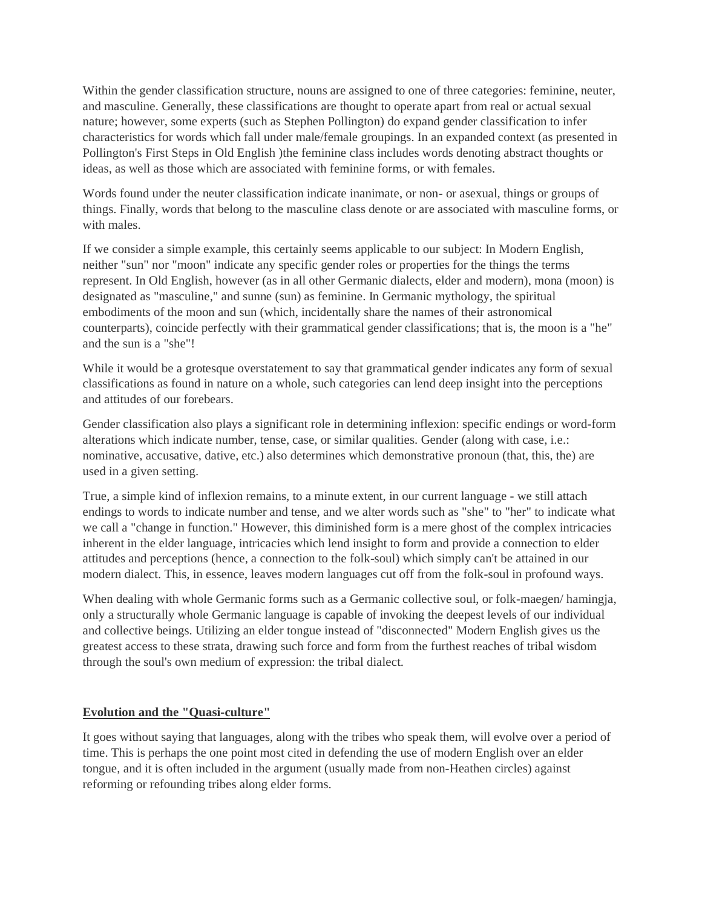Within the gender classification structure, nouns are assigned to one of three categories: feminine, neuter, and masculine. Generally, these classifications are thought to operate apart from real or actual sexual nature; however, some experts (such as Stephen Pollington) do expand gender classification to infer characteristics for words which fall under male/female groupings. In an expanded context (as presented in Pollington's First Steps in Old English )the feminine class includes words denoting abstract thoughts or ideas, as well as those which are associated with feminine forms, or with females.

Words found under the neuter classification indicate inanimate, or non- or asexual, things or groups of things. Finally, words that belong to the masculine class denote or are associated with masculine forms, or with males.

If we consider a simple example, this certainly seems applicable to our subject: In Modern English, neither "sun" nor "moon" indicate any specific gender roles or properties for the things the terms represent. In Old English, however (as in all other Germanic dialects, elder and modern), mona (moon) is designated as "masculine," and sunne (sun) as feminine. In Germanic mythology, the spiritual embodiments of the moon and sun (which, incidentally share the names of their astronomical counterparts), coincide perfectly with their grammatical gender classifications; that is, the moon is a "he" and the sun is a "she"!

While it would be a grotesque overstatement to say that grammatical gender indicates any form of sexual classifications as found in nature on a whole, such categories can lend deep insight into the perceptions and attitudes of our forebears.

Gender classification also plays a significant role in determining inflexion: specific endings or word-form alterations which indicate number, tense, case, or similar qualities. Gender (along with case, i.e.: nominative, accusative, dative, etc.) also determines which demonstrative pronoun (that, this, the) are used in a given setting.

True, a simple kind of inflexion remains, to a minute extent, in our current language - we still attach endings to words to indicate number and tense, and we alter words such as "she" to "her" to indicate what we call a "change in function." However, this diminished form is a mere ghost of the complex intricacies inherent in the elder language, intricacies which lend insight to form and provide a connection to elder attitudes and perceptions (hence, a connection to the folk-soul) which simply can't be attained in our modern dialect. This, in essence, leaves modern languages cut off from the folk-soul in profound ways.

When dealing with whole Germanic forms such as a Germanic collective soul, or folk-maegen/ hamingja, only a structurally whole Germanic language is capable of invoking the deepest levels of our individual and collective beings. Utilizing an elder tongue instead of "disconnected" Modern English gives us the greatest access to these strata, drawing such force and form from the furthest reaches of tribal wisdom through the soul's own medium of expression: the tribal dialect.

## Evolution and the "Quasi-culture"

It goes without saying that languages, along with the tribes who speak them, will evolve over a period of time. This is perhaps the one point most cited in defending the use of modern English over an elder tongue, and it is often included in the argument (usually made from non-Heathen circles) against reforming or refounding tribes along elder forms.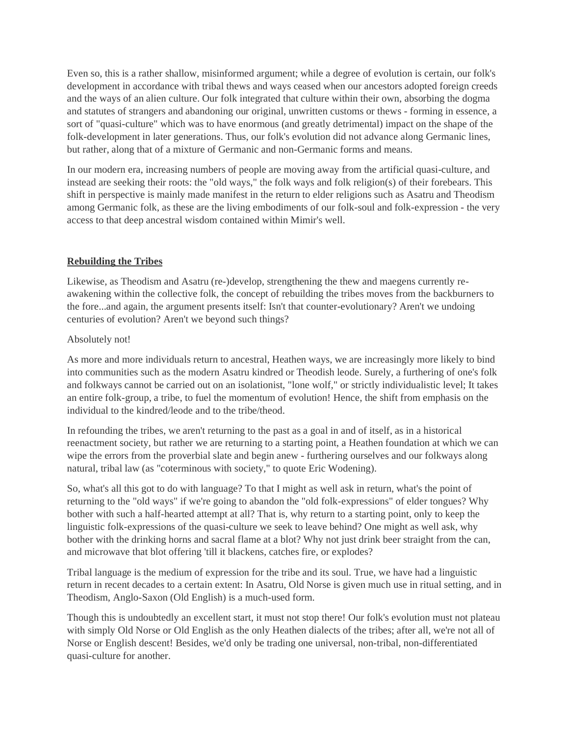Even so, this is a rather shallow, misinformed argument; while a degree of evolution is certain, our folk's development in accordance with tribal thews and ways ceased when our ancestors adopted foreign creeds and the ways of an alien culture. Our folk integrated that culture within their own, absorbing the dogma and statutes of strangers and abandoning our original, unwritten customs or thews - forming in essence, a sort of "quasi-culture" which was to have enormous (and greatly detrimental) impact on the shape of the folk-development in later generations. Thus, our folk's evolution did not advance along Germanic lines, but rather, along that of a mixture of Germanic and non-Germanic forms and means.

In our modern era, increasing numbers of people are moving away from the artificial quasi-culture, and instead are seeking their roots: the "old ways," the folk ways and folk religion(s) of their forebears. This shift in perspective is mainly made manifest in the return to elder religions such as Asatru and Theodism among Germanic folk, as these are the living embodiments of our folk-soul and folk-expression - the very access to that deep ancestral wisdom contained within Mimir's well.

## Rebuilding the Tribes

Likewise, as Theodism and Asatru (re-)develop, strengthening the thew and maegens currently re-awakening within the collective folk, the concept of rebuilding the tribes moves from the backburners to the fore...and again, the argument presents itself: Isn't that counter-evolutionary? Aren't we undoing centuries of evolution? Aren't we beyond such things?

Absolutely not!

As more and more individuals return to ancestral, Heathen ways, we are increasingly more likely to bind into communities such as the modern Asatru kindred or Theodish leode. Surely, a furthering of one's folk and folkways cannot be carried out on an isolationist, "lone wolf," or strictly individualistic level; It takes an entire folk-group, a tribe, to fuel the momentum of evolution! Hence, the shift from emphasis on the individual to the kindred/leode and to the tribe/theod.

In refounding the tribes, we aren't returning to the past as a goal in and of itself, as in a historical reenactment society, but rather we are returning to a starting point, a Heathen foundation at which we can wipe the errors from the proverbial slate and begin anew - furthering ourselves and our folkways along natural, tribal law (as "coterminous with society," to quote Eric Wodening).

So, what's all this got to do with language? To that I might as well ask in return, what's the point of returning to the "old ways" if we're going to abandon the "old folk-expressions" of elder tongues? Why bother with such a half-hearted attempt at all? That is, why return to a starting point, only to keep the linguistic folk-expressions of the quasi-culture we seek to leave behind? One might as well ask, why bother with the drinking horns and sacral flame at a blot? Why not just drink beer straight from the can, and microwave that blot offering 'till it blackens, catches fire, or explodes?

Tribal language is the medium of expression for the tribe and its soul. True, we have had a linguistic return in recent decades to a certain extent: In Asatru, Old Norse is given much use in ritual setting, and in Theodism, Anglo-Saxon (Old English) is a much-used form.

Though this is undoubtedly an excellent start, it must not stop there! Our folk's evolution must not plateau with simply Old Norse or Old English as the only Heathen dialects of the tribes; after all, we're not all of Norse or English descent! Besides, we'd only be trading one universal, non-tribal, non-differentiated quasi-culture for another.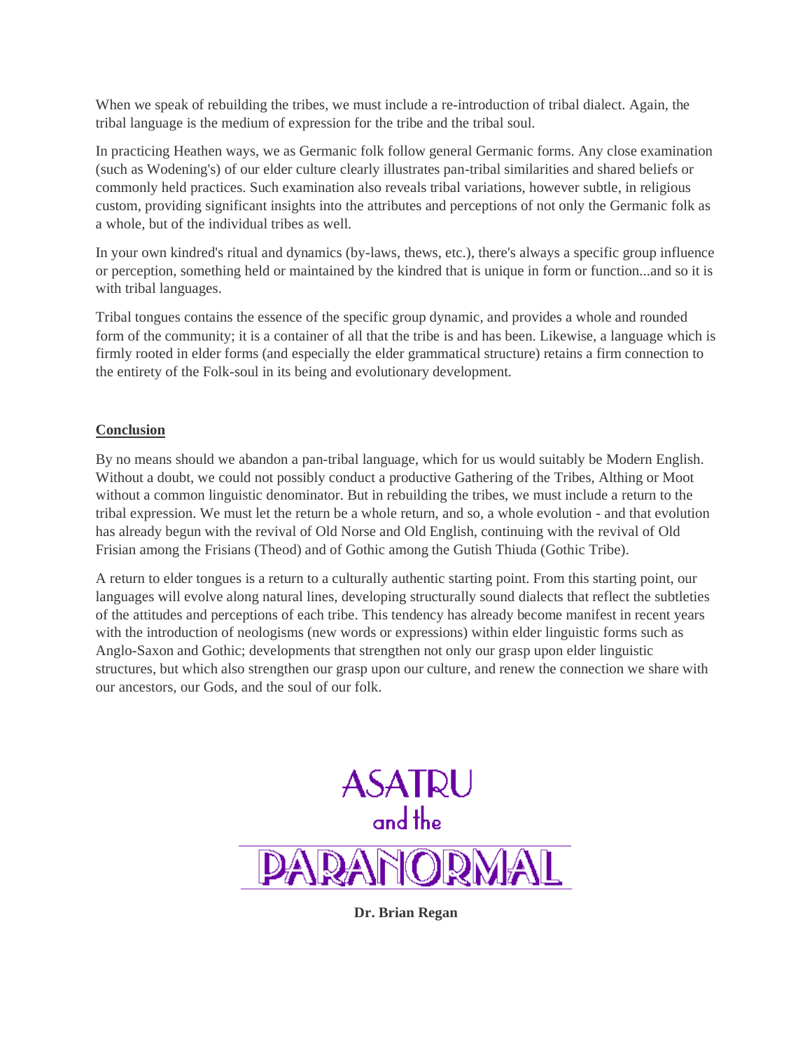When we speak of rebuilding the tribes, we must include a re-introduction of tribal dialect. Again, the tribal language is the medium of expression for the tribe and the tribal soul.

In practicing Heathen ways, we as Germanic folk follow general Germanic forms. Any close examination (such as Wodening's) of our elder culture clearly illustrates pan-tribal similarities and shared beliefs or commonly held practices. Such examination also reveals tribal variations, however subtle, in religious custom, providing significant insights into the attributes and perceptions of not only the Germanic folk as a whole, but of the individual tribes as well.

In your own kindred's ritual and dynamics (by-laws, thews, etc.), there's always a specific group influence or perception, something held or maintained by the kindred that is unique in form or function...and so it is with tribal languages.

Tribal tongues contains the essence of the specific group dynamic, and provides a whole and rounded form of the community; it is a container of all that the tribe is and has been. Likewise, a language which is firmly rooted in elder forms (and especially the elder grammatical structure) retains a firm connection to the entirety of the Folk-soul in its being and evolutionary development.

## Conclusion

By no means should we abandon a pan-tribal language, which for us would suitably be Modern English. Without a doubt, we could not possibly conduct a productive Gathering of the Tribes, Althing or Moot without a common linguistic denominator. But in rebuilding the tribes, we must include a return to the tribal expression. We must let the return be a whole return, and so, a whole evolution - and that evolution has already begun with the revival of Old Norse and Old English, continuing with the revival of Old Frisian among the Frisians (Theod) and of Gothic among the Gutish Thiuda (Gothic Tribe).

A return to elder tongues is a return to a culturally authentic starting point. From this starting point, our languages will evolve along natural lines, developing structurally sound dialects that reflect the subtleties of the attitudes and perceptions of each tribe. This tendency has already become manifest in recent years with the introduction of neologisms (new words or expressions) within elder linguistic forms such as Anglo-Saxon and Gothic; developments that strengthen not only our grasp upon elder linguistic structures, but which also strengthen our grasp upon our culture, and renew the connection we share with our ancestors, our Gods, and the soul of our folk.

# ASATRU and the PARANORMAL

**Dr. Brian Regan**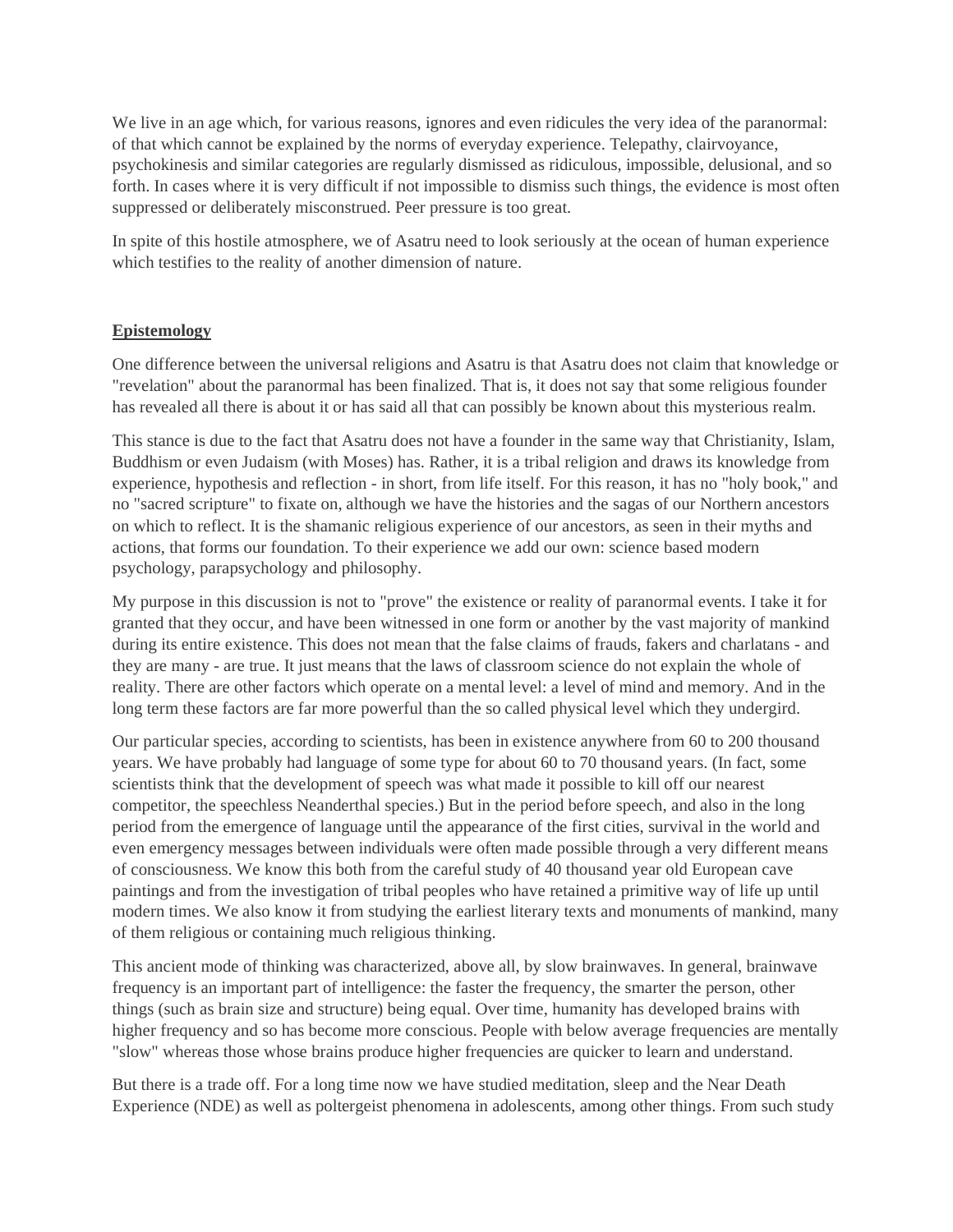We live in an age which, for various reasons, ignores and even ridicules the very idea of the paranormal: of that which cannot be explained by the norms of everyday experience. Telepathy, clairvoyance, psychokinesis and similar categories are regularly dismissed as ridiculous, impossible, delusional, and so forth. In cases where it is very difficult if not impossible to dismiss such things, the evidence is most often suppressed or deliberately misconstrued. Peer pressure is too great.

In spite of this hostile atmosphere, we of Asatru need to look seriously at the ocean of human experience which testifies to the reality of another dimension of nature.

## **Epistemology**

One difference between the universal religions and Asatru is that Asatru does not claim that knowledge or "revelation" about the paranormal has been finalized. That is, it does not say that some religious founder has revealed all there is about it or has said all that can possibly be known about this mysterious realm.

This stance is due to the fact that Asatru does not have a founder in the same way that Christianity, Islam, Buddhism or even Judaism (with Moses) has. Rather, it is a tribal religion and draws its knowledge from experience, hypothesis and reflection - in short, from life itself. For this reason, it has no "holy book," and no "sacred scripture" to fixate on, although we have the histories and the sagas of our Northern ancestors on which to reflect. It is the shamanic religious experience of our ancestors, as seen in their myths and actions, that forms our foundation. To their experience we add our own: science based modern psychology, parapsychology and philosophy.

My purpose in this discussion is not to "prove" the existence or reality of paranormal events. I take it for granted that they occur, and have been witnessed in one form or another by the vast majority of mankind during its entire existence. This does not mean that the false claims of frauds, fakers and charlatans - and they are many - are true. It just means that the laws of classroom science do not explain the whole of reality. There are other factors which operate on a mental level: a level of mind and memory. And in the long term these factors are far more powerful than the so called physical level which they undergird.

Our particular species, according to scientists, has been in existence anywhere from 60 to 200 thousand years. We have probably had language of some type for about 60 to 70 thousand years. (In fact, some scientists think that the development of speech was what made it possible to kill off our nearest competitor, the speechless Neanderthal species.) But in the period before speech, and also in the long period from the emergence of language until the appearance of the first cities, survival in the world and even emergency messages between individuals were often made possible through a very different means of consciousness. We know this both from the careful study of 40 thousand year old European cave paintings and from the investigation of tribal peoples who have retained a primitive way of life up until modern times. We also know it from studying the earliest literary texts and monuments of mankind, many of them religious or containing much religious thinking.

This ancient mode of thinking was characterized, above all, by slow brainwaves. In general, brainwave frequency is an important part of intelligence: the faster the frequency, the smarter the person, other things (such as brain size and structure) being equal. Over time, humanity has developed brains with higher frequency and so has become more conscious. People with below average frequencies are mentally "slow" whereas those whose brains produce higher frequencies are quicker to learn and understand.

But there is a trade off. For a long time now we have studied meditation, sleep and the Near Death Experience (NDE) as well as poltergeist phenomena in adolescents, among other things. From such study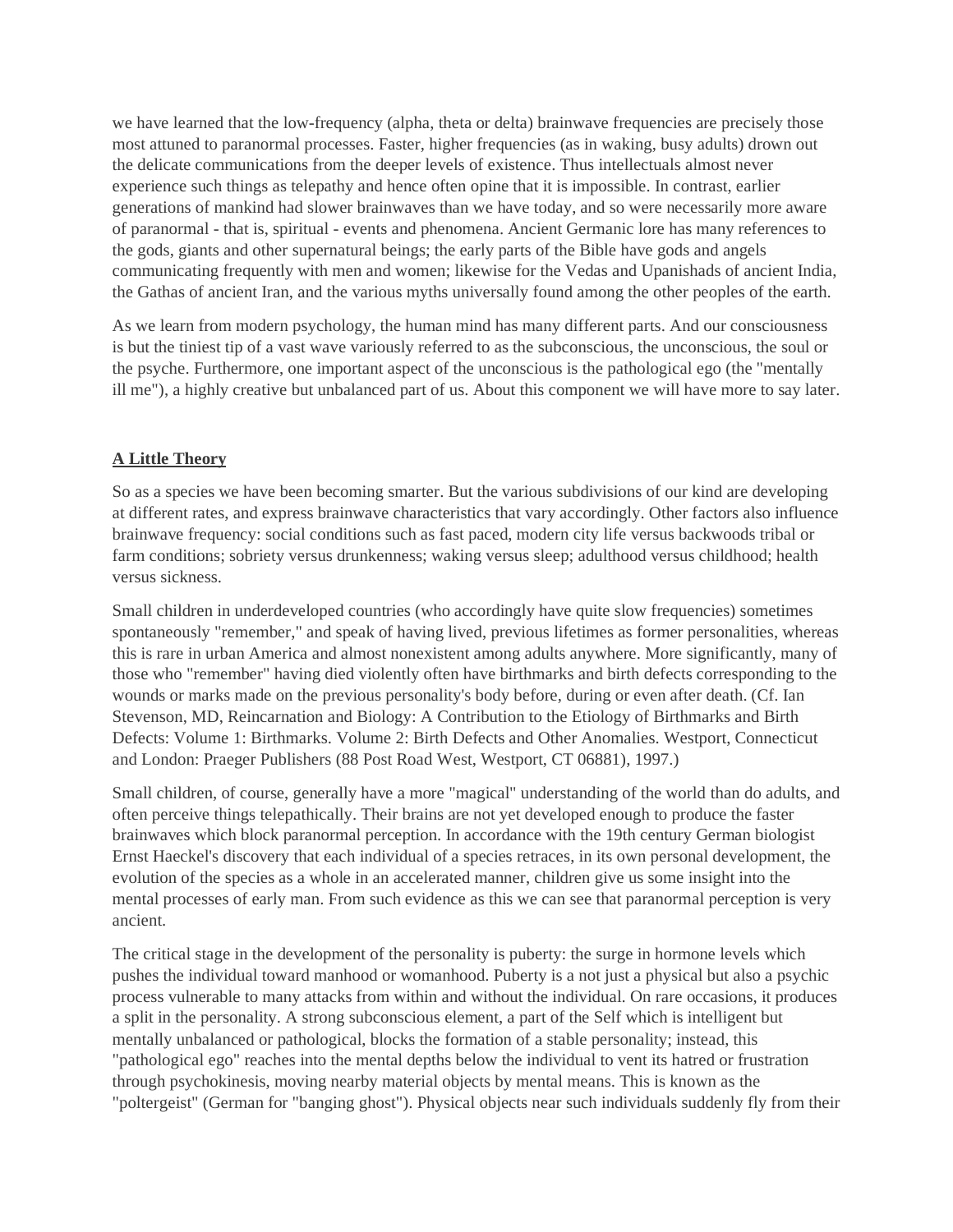we have learned that the low-frequency (alpha, theta or delta) brainwave frequencies are precisely those most attuned to paranormal processes. Faster, higher frequencies (as in waking, busy adults) drown out the delicate communications from the deeper levels of existence. Thus intellectuals almost never experience such things as telepathy and hence often opine that it is impossible. In contrast, earlier generations of mankind had slower brainwaves than we have today, and so were necessarily more aware of paranormal - that is, spiritual - events and phenomena. Ancient Germanic lore has many references to the gods, giants and other supernatural beings; the early parts of the Bible have gods and angels communicating frequently with men and women; likewise for the Vedas and Upanishads of ancient India, the Gathas of ancient Iran, and the various myths universally found among the other peoples of the earth.

As we learn from modern psychology, the human mind has many different parts. And our consciousness is but the tiniest tip of a vast wave variously referred to as the subconscious, the unconscious, the soul or the psyche. Furthermore, one important aspect of the unconscious is the pathological ego (the "mentally ill me"), a highly creative but unbalanced part of us. About this component we will have more to say later.

## A Little Theory

So as a species we have been becoming smarter. But the various subdivisions of our kind are developing at different rates, and express brainwave characteristics that vary accordingly. Other factors also influence brainwave frequency: social conditions such as fast paced, modern city life versus backwoods tribal or farm conditions; sobriety versus drunkenness; waking versus sleep; adulthood versus childhood; health versus sickness.

Small children in underdeveloped countries (who accordingly have quite slow frequencies) sometimes spontaneously "remember," and speak of having lived, previous lifetimes as former personalities, whereas this is rare in urban America and almost nonexistent among adults anywhere. More significantly, many of those who "remember" having died violently often have birthmarks and birth defects corresponding to the wounds or marks made on the previous personality's body before, during or even after death. (Cf. Ian Stevenson, MD, Reincarnation and Biology: A Contribution to the Etiology of Birthmarks and Birth Defects: Volume 1: Birthmarks. Volume 2: Birth Defects and Other Anomalies. Westport, Connecticut and London: Praeger Publishers (88 Post Road West, Westport, CT 06881), 1997.)

Small children, of course, generally have a more "magical" understanding of the world than do adults, and often perceive things telepathically. Their brains are not yet developed enough to produce the faster brainwaves which block paranormal perception. In accordance with the 19th century German biologist Ernst Haeckel's discovery that each individual of a species retraces, in its own personal development, the evolution of the species as a whole in an accelerated manner, children give us some insight into the mental processes of early man. From such evidence as this we can see that paranormal perception is very ancient.

The critical stage in the development of the personality is puberty: the surge in hormone levels which pushes the individual toward manhood or womanhood. Puberty is a not just a physical but also a psychic process vulnerable to many attacks from within and without the individual. On rare occasions, it produces a split in the personality. A strong subconscious element, a part of the Self which is intelligent but mentally unbalanced or pathological, blocks the formation of a stable personality; instead, this "pathological ego" reaches into the mental depths below the individual to vent its hatred or frustration through psychokinesis, moving nearby material objects by mental means. This is known as the "poltergeist" (German for "banging ghost"). Physical objects near such individuals suddenly fly from their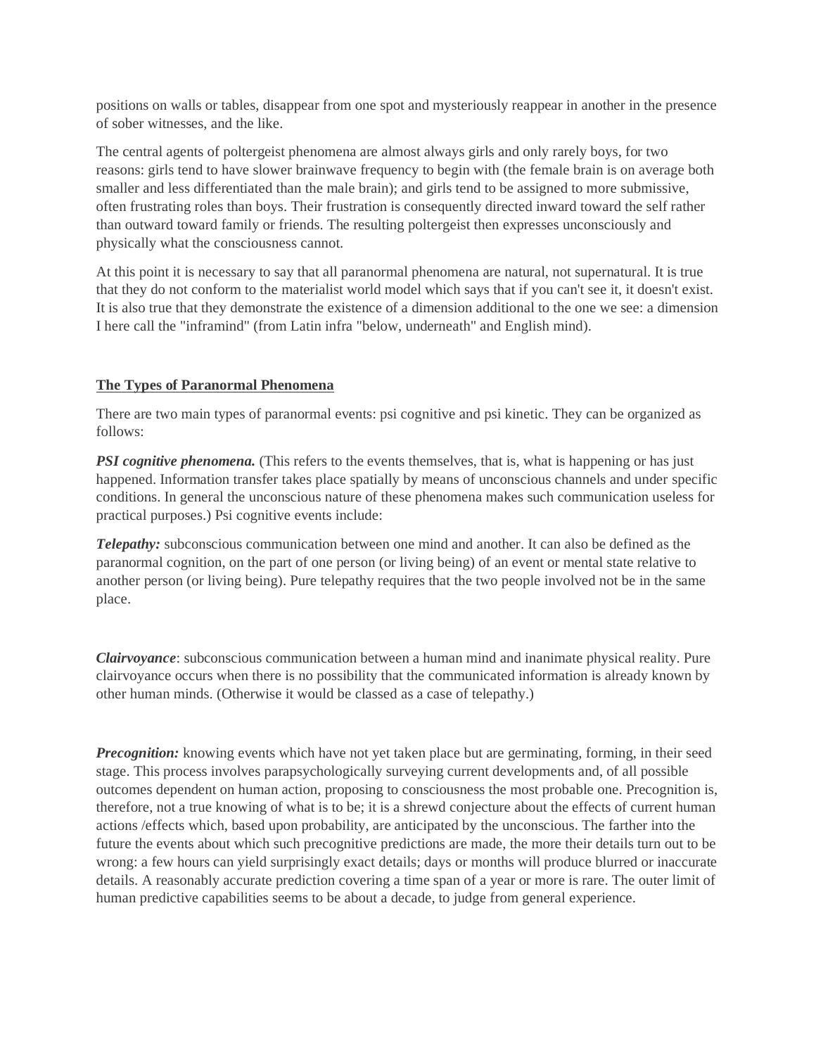positions on walls or tables, disappear from one spot and mysteriously reappear in another in the presence of sober witnesses, and the like.

The central agents of poltergeist phenomena are almost always girls and only rarely boys, for two reasons: girls tend to have slower brainwave frequency to begin with (the female brain is on average both smaller and less differentiated than the male brain); and girls tend to be assigned to more submissive, often frustrating roles than boys. Their frustration is consequently directed inward toward the self rather than outward toward family or friends. The resulting poltergeist then expresses unconsciously and physically what the consciousness cannot.

At this point it is necessary to say that all paranormal phenomena are natural, not supernatural. It is true that they do not conform to the materialist world model which says that if you can't see it, it doesn't exist. It is also true that they demonstrate the existence of a dimension additional to the one we see: a dimension I here call the "inframind" (from Latin infra "below, underneath" and English mind).

## The Types of Paranormal Phenomena

There are two main types of paranormal events: psi cognitive and psi kinetic. They can be organized as follows:

***PSI cognitive phenomena.*** (This refers to the events themselves, that is, what is happening or has just happened. Information transfer takes place spatially by means of unconscious channels and under specific conditions. In general the unconscious nature of these phenomena makes such communication useless for practical purposes.) Psi cognitive events include:

***Telepathy:*** subconscious communication between one mind and another. It can also be defined as the paranormal cognition, on the part of one person (or living being) of an event or mental state relative to another person (or living being). Pure telepathy requires that the two people involved not be in the same place.

***Clairvoyance***: subconscious communication between a human mind and inanimate physical reality. Pure clairvoyance occurs when there is no possibility that the communicated information is already known by other human minds. (Otherwise it would be classed as a case of telepathy.)

***Precognition:*** knowing events which have not yet taken place but are germinating, forming, in their seed stage. This process involves parapsychologically surveying current developments and, of all possible outcomes dependent on human action, proposing to consciousness the most probable one. Precognition is, therefore, not a true knowing of what is to be; it is a shrewd conjecture about the effects of current human actions /effects which, based upon probability, are anticipated by the unconscious. The farther into the future the events about which such precognitive predictions are made, the more their details turn out to be wrong: a few hours can yield surprisingly exact details; days or months will produce blurred or inaccurate details. A reasonably accurate prediction covering a time span of a year or more is rare. The outer limit of human predictive capabilities seems to be about a decade, to judge from general experience.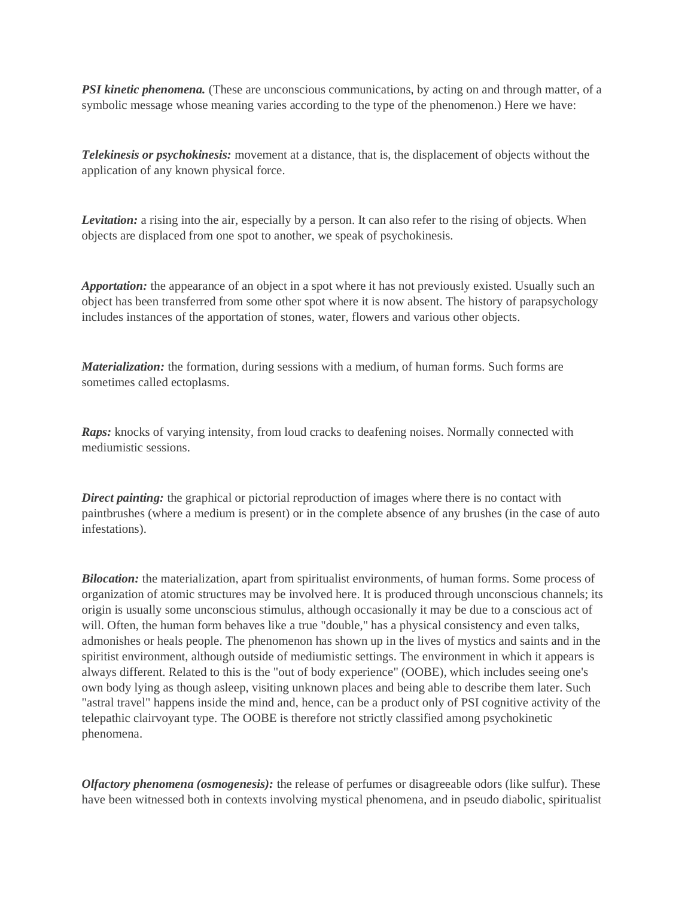***PSI kinetic phenomena.*** (These are unconscious communications, by acting on and through matter, of a symbolic message whose meaning varies according to the type of the phenomenon.) Here we have:

***Telekinesis or psychokinesis:*** movement at a distance, that is, the displacement of objects without the application of any known physical force.

***Levitation:*** a rising into the air, especially by a person. It can also refer to the rising of objects. When objects are displaced from one spot to another, we speak of psychokinesis.

***Apportation:*** the appearance of an object in a spot where it has not previously existed. Usually such an object has been transferred from some other spot where it is now absent. The history of parapsychology includes instances of the apportation of stones, water, flowers and various other objects.

***Materialization:*** the formation, during sessions with a medium, of human forms. Such forms are sometimes called ectoplasms.

***Raps:*** knocks of varying intensity, from loud cracks to deafening noises. Normally connected with mediumistic sessions.

***Direct painting:*** the graphical or pictorial reproduction of images where there is no contact with paintbrushes (where a medium is present) or in the complete absence of any brushes (in the case of auto infestations).

***Bilocation:*** the materialization, apart from spiritualist environments, of human forms. Some process of organization of atomic structures may be involved here. It is produced through unconscious channels; its origin is usually some unconscious stimulus, although occasionally it may be due to a conscious act of will. Often, the human form behaves like a true "double," has a physical consistency and even talks, admonishes or heals people. The phenomenon has shown up in the lives of mystics and saints and in the spiritist environment, although outside of mediumistic settings. The environment in which it appears is always different. Related to this is the "out of body experience" (OOBE), which includes seeing one's own body lying as though asleep, visiting unknown places and being able to describe them later. Such "astral travel" happens inside the mind and, hence, can be a product only of PSI cognitive activity of the telepathic clairvoyant type. The OOBE is therefore not strictly classified among psychokinetic phenomena.

***Olfactory phenomena (osmogenesis):*** the release of perfumes or disagreeable odors (like sulfur). These have been witnessed both in contexts involving mystical phenomena, and in pseudo diabolic, spiritualist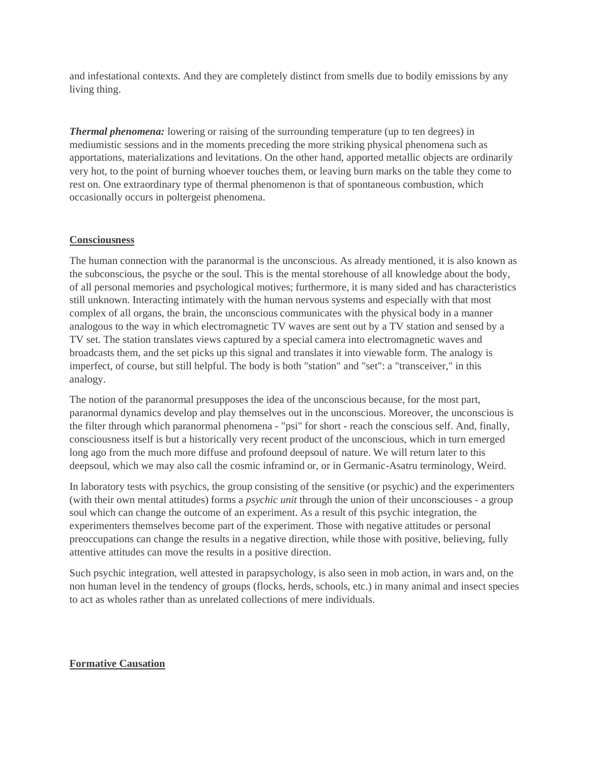and infestational contexts. And they are completely distinct from smells due to bodily emissions by any living thing.

***Thermal phenomena:*** lowering or raising of the surrounding temperature (up to ten degrees) in mediumistic sessions and in the moments preceding the more striking physical phenomena such as apportations, materializations and levitations. On the other hand, apported metallic objects are ordinarily very hot, to the point of burning whoever touches them, or leaving burn marks on the table they come to rest on. One extraordinary type of thermal phenomenon is that of spontaneous combustion, which occasionally occurs in poltergeist phenomena.

## Consciousness

The human connection with the paranormal is the unconscious. As already mentioned, it is also known as the subconscious, the psyche or the soul. This is the mental storehouse of all knowledge about the body, of all personal memories and psychological motives; furthermore, it is many sided and has characteristics still unknown. Interacting intimately with the human nervous systems and especially with that most complex of all organs, the brain, the unconscious communicates with the physical body in a manner analogous to the way in which electromagnetic TV waves are sent out by a TV station and sensed by a TV set. The station translates views captured by a special camera into electromagnetic waves and broadcasts them, and the set picks up this signal and translates it into viewable form. The analogy is imperfect, of course, but still helpful. The body is both "station" and "set": a "transceiver," in this analogy.

The notion of the paranormal presupposes the idea of the unconscious because, for the most part, paranormal dynamics develop and play themselves out in the unconscious. Moreover, the unconscious is the filter through which paranormal phenomena - "psi" for short - reach the conscious self. And, finally, consciousness itself is but a historically very recent product of the unconscious, which in turn emerged long ago from the much more diffuse and profound deepsoul of nature. We will return later to this deepsoul, which we may also call the cosmic inframind or, or in Germanic-Asatru terminology, Weird.

In laboratory tests with psychics, the group consisting of the sensitive (or psychic) and the experimenters (with their own mental attitudes) forms a *psychic unit* through the union of their unconsciouses - a group soul which can change the outcome of an experiment. As a result of this psychic integration, the experimenters themselves become part of the experiment. Those with negative attitudes or personal preoccupations can change the results in a negative direction, while those with positive, believing, fully attentive attitudes can move the results in a positive direction.

Such psychic integration, well attested in parapsychology, is also seen in mob action, in wars and, on the non human level in the tendency of groups (flocks, herds, schools, etc.) in many animal and insect species to act as wholes rather than as unrelated collections of mere individuals.

## Formative Causation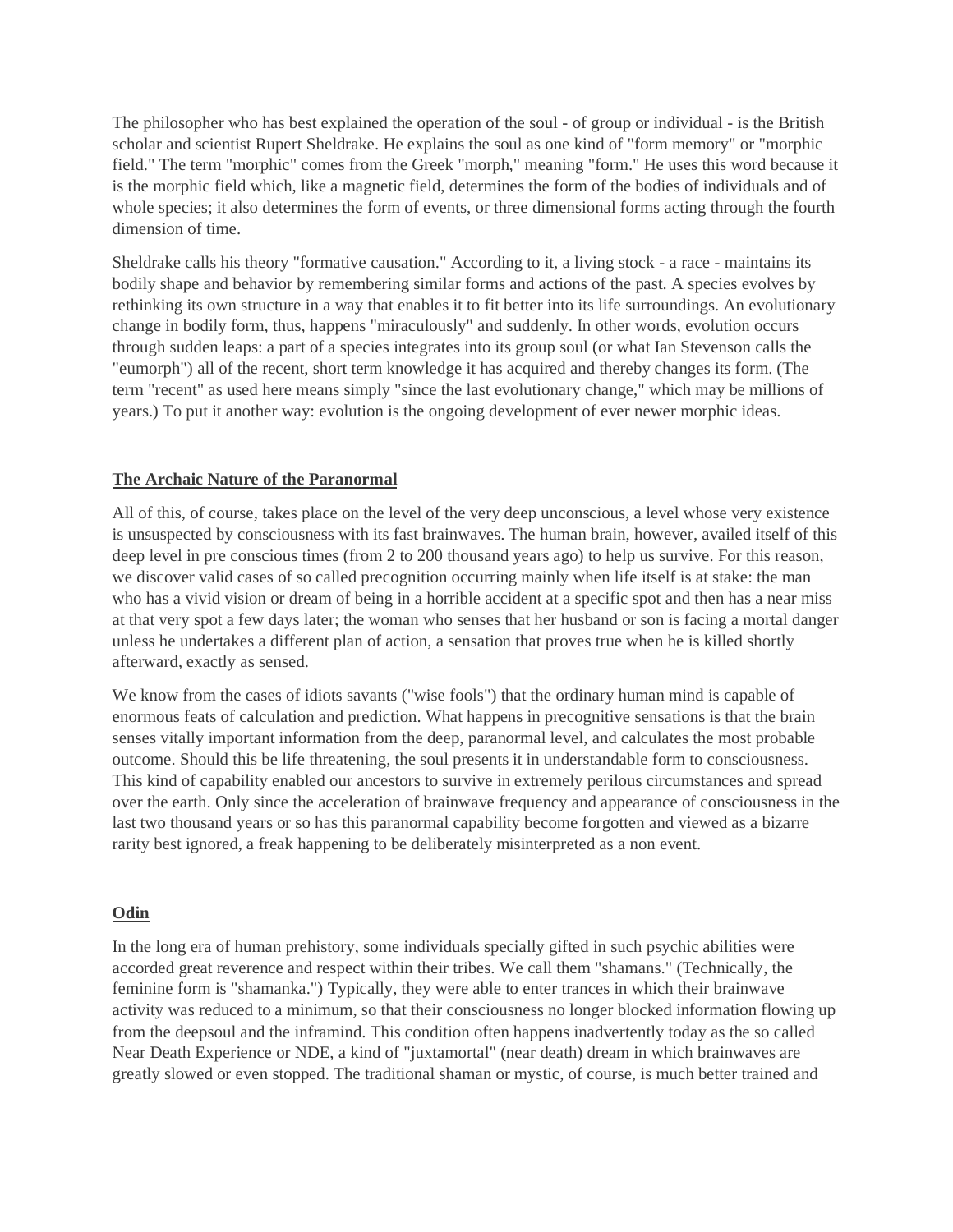The philosopher who has best explained the operation of the soul - of group or individual - is the British scholar and scientist Rupert Sheldrake. He explains the soul as one kind of "form memory" or "morphic field." The term "morphic" comes from the Greek "morph," meaning "form." He uses this word because it is the morphic field which, like a magnetic field, determines the form of the bodies of individuals and of whole species; it also determines the form of events, or three dimensional forms acting through the fourth dimension of time.

Sheldrake calls his theory "formative causation." According to it, a living stock - a race - maintains its bodily shape and behavior by remembering similar forms and actions of the past. A species evolves by rethinking its own structure in a way that enables it to fit better into its life surroundings. An evolutionary change in bodily form, thus, happens "miraculously" and suddenly. In other words, evolution occurs through sudden leaps: a part of a species integrates into its group soul (or what Ian Stevenson calls the "eumorph") all of the recent, short term knowledge it has acquired and thereby changes its form. (The term "recent" as used here means simply "since the last evolutionary change," which may be millions of years.) To put it another way: evolution is the ongoing development of ever newer morphic ideas.

## The Archaic Nature of the Paranormal

All of this, of course, takes place on the level of the very deep unconscious, a level whose very existence is unsuspected by consciousness with its fast brainwaves. The human brain, however, availed itself of this deep level in pre conscious times (from 2 to 200 thousand years ago) to help us survive. For this reason, we discover valid cases of so called precognition occurring mainly when life itself is at stake: the man who has a vivid vision or dream of being in a horrible accident at a specific spot and then has a near miss at that very spot a few days later; the woman who senses that her husband or son is facing a mortal danger unless he undertakes a different plan of action, a sensation that proves true when he is killed shortly afterward, exactly as sensed.

We know from the cases of idiots savants ("wise fools") that the ordinary human mind is capable of enormous feats of calculation and prediction. What happens in precognitive sensations is that the brain senses vitally important information from the deep, paranormal level, and calculates the most probable outcome. Should this be life threatening, the soul presents it in understandable form to consciousness. This kind of capability enabled our ancestors to survive in extremely perilous circumstances and spread over the earth. Only since the acceleration of brainwave frequency and appearance of consciousness in the last two thousand years or so has this paranormal capability become forgotten and viewed as a bizarre rarity best ignored, a freak happening to be deliberately misinterpreted as a non event.

## Odin

In the long era of human prehistory, some individuals specially gifted in such psychic abilities were accorded great reverence and respect within their tribes. We call them "shamans." (Technically, the feminine form is "shamanka.") Typically, they were able to enter trances in which their brainwave activity was reduced to a minimum, so that their consciousness no longer blocked information flowing up from the deepsoul and the inframind. This condition often happens inadvertently today as the so called Near Death Experience or NDE, a kind of "juxtamortal" (near death) dream in which brainwaves are greatly slowed or even stopped. The traditional shaman or mystic, of course, is much better trained and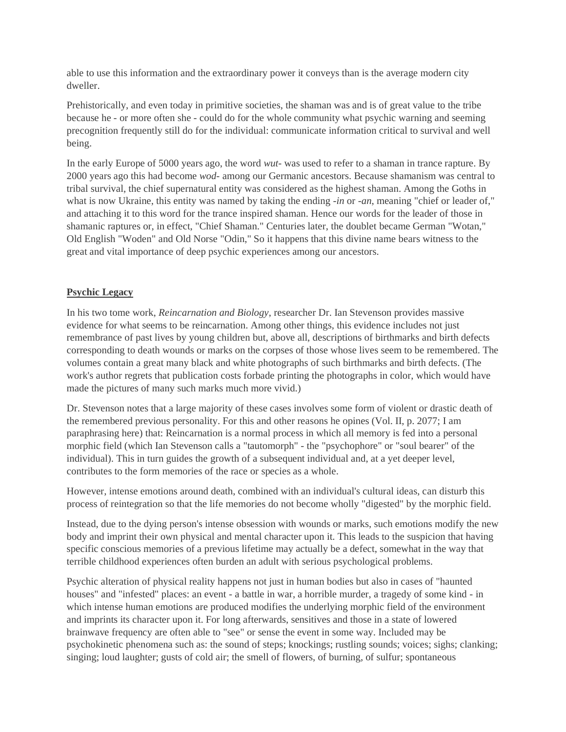able to use this information and the extraordinary power it conveys than is the average modern city dweller.

Prehistorically, and even today in primitive societies, the shaman was and is of great value to the tribe because he - or more often she - could do for the whole community what psychic warning and seeming precognition frequently still do for the individual: communicate information critical to survival and well being.

In the early Europe of 5000 years ago, the word *wut-* was used to refer to a shaman in trance rapture. By 2000 years ago this had become *wod-* among our Germanic ancestors. Because shamanism was central to tribal survival, the chief supernatural entity was considered as the highest shaman. Among the Goths in what is now Ukraine, this entity was named by taking the ending *-in* or *-an,* meaning "chief or leader of," and attaching it to this word for the trance inspired shaman. Hence our words for the leader of those in shamanic raptures or, in effect, "Chief Shaman." Centuries later, the doublet became German "Wotan," Old English "Woden" and Old Norse "Odin," So it happens that this divine name bears witness to the great and vital importance of deep psychic experiences among our ancestors.

## Psychic Legacy

In his two tome work, *Reincarnation and Biology*, researcher Dr. Ian Stevenson provides massive evidence for what seems to be reincarnation. Among other things, this evidence includes not just remembrance of past lives by young children but, above all, descriptions of birthmarks and birth defects corresponding to death wounds or marks on the corpses of those whose lives seem to be remembered. The volumes contain a great many black and white photographs of such birthmarks and birth defects. (The work's author regrets that publication costs forbade printing the photographs in color, which would have made the pictures of many such marks much more vivid.)

Dr. Stevenson notes that a large majority of these cases involves some form of violent or drastic death of the remembered previous personality. For this and other reasons he opines (Vol. II, p. 2077; I am paraphrasing here) that: Reincarnation is a normal process in which all memory is fed into a personal morphic field (which Ian Stevenson calls a "tautomorph" - the "psychophore" or "soul bearer" of the individual). This in turn guides the growth of a subsequent individual and, at a yet deeper level, contributes to the form memories of the race or species as a whole.

However, intense emotions around death, combined with an individual's cultural ideas, can disturb this process of reintegration so that the life memories do not become wholly "digested" by the morphic field.

Instead, due to the dying person's intense obsession with wounds or marks, such emotions modify the new body and imprint their own physical and mental character upon it. This leads to the suspicion that having specific conscious memories of a previous lifetime may actually be a defect, somewhat in the way that terrible childhood experiences often burden an adult with serious psychological problems.

Psychic alteration of physical reality happens not just in human bodies but also in cases of "haunted houses" and "infested" places: an event - a battle in war, a horrible murder, a tragedy of some kind - in which intense human emotions are produced modifies the underlying morphic field of the environment and imprints its character upon it. For long afterwards, sensitives and those in a state of lowered brainwave frequency are often able to "see" or sense the event in some way. Included may be psychokinetic phenomena such as: the sound of steps; knockings; rustling sounds; voices; sighs; clanking; singing; loud laughter; gusts of cold air; the smell of flowers, of burning, of sulfur; spontaneous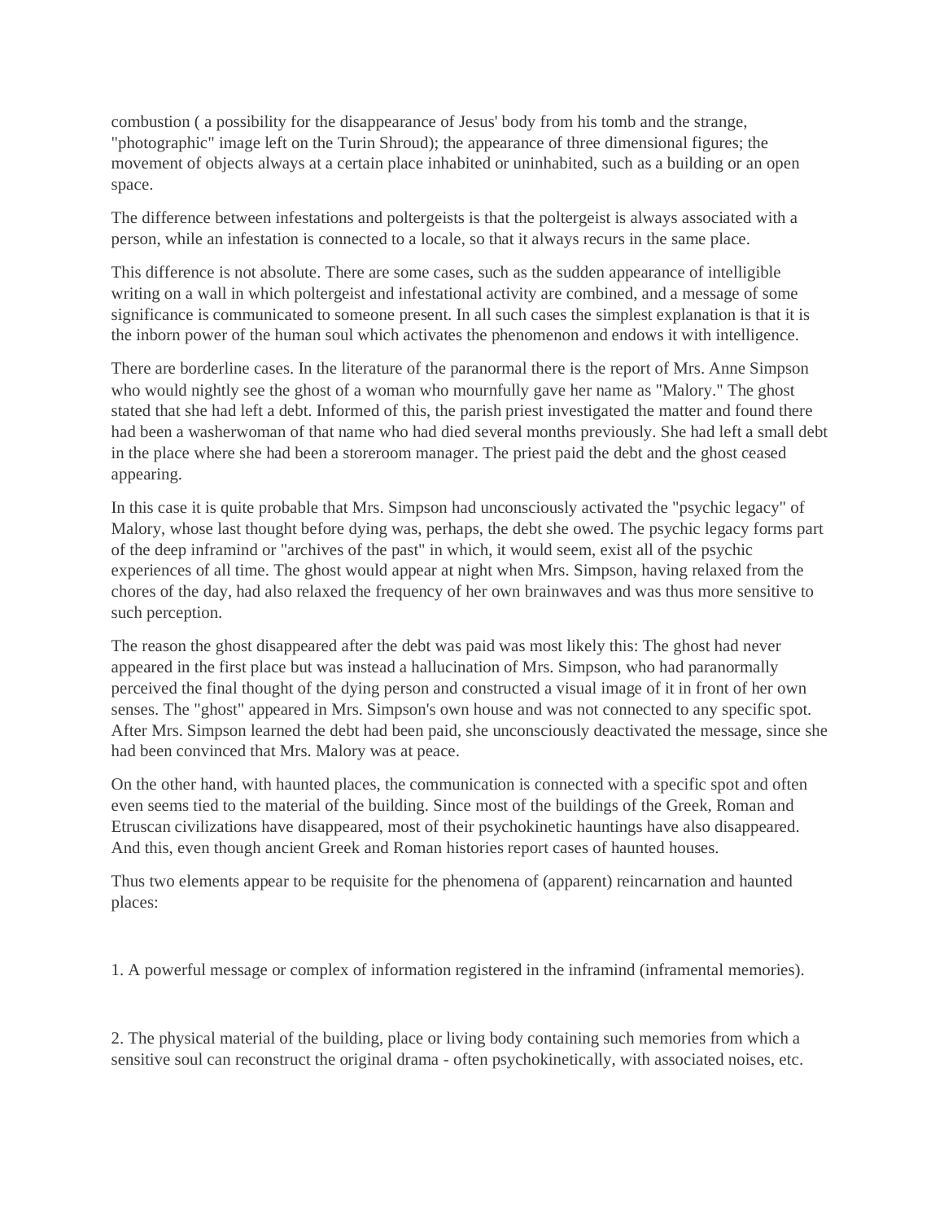combustion ( a possibility for the disappearance of Jesus' body from his tomb and the strange, "photographic" image left on the Turin Shroud); the appearance of three dimensional figures; the movement of objects always at a certain place inhabited or uninhabited, such as a building or an open space.

The difference between infestations and poltergeists is that the poltergeist is always associated with a person, while an infestation is connected to a locale, so that it always recurs in the same place.

This difference is not absolute. There are some cases, such as the sudden appearance of intelligible writing on a wall in which poltergeist and infestational activity are combined, and a message of some significance is communicated to someone present. In all such cases the simplest explanation is that it is the inborn power of the human soul which activates the phenomenon and endows it with intelligence.

There are borderline cases. In the literature of the paranormal there is the report of Mrs. Anne Simpson who would nightly see the ghost of a woman who mournfully gave her name as "Malory." The ghost stated that she had left a debt. Informed of this, the parish priest investigated the matter and found there had been a washerwoman of that name who had died several months previously. She had left a small debt in the place where she had been a storeroom manager. The priest paid the debt and the ghost ceased appearing.

In this case it is quite probable that Mrs. Simpson had unconsciously activated the "psychic legacy" of Malory, whose last thought before dying was, perhaps, the debt she owed. The psychic legacy forms part of the deep inframind or "archives of the past" in which, it would seem, exist all of the psychic experiences of all time. The ghost would appear at night when Mrs. Simpson, having relaxed from the chores of the day, had also relaxed the frequency of her own brainwaves and was thus more sensitive to such perception.

The reason the ghost disappeared after the debt was paid was most likely this: The ghost had never appeared in the first place but was instead a hallucination of Mrs. Simpson, who had paranormally perceived the final thought of the dying person and constructed a visual image of it in front of her own senses. The "ghost" appeared in Mrs. Simpson's own house and was not connected to any specific spot. After Mrs. Simpson learned the debt had been paid, she unconsciously deactivated the message, since she had been convinced that Mrs. Malory was at peace.

On the other hand, with haunted places, the communication is connected with a specific spot and often even seems tied to the material of the building. Since most of the buildings of the Greek, Roman and Etruscan civilizations have disappeared, most of their psychokinetic hauntings have also disappeared. And this, even though ancient Greek and Roman histories report cases of haunted houses.

Thus two elements appear to be requisite for the phenomena of (apparent) reincarnation and haunted places:

1. A powerful message or complex of information registered in the inframind (inframental memories).

2. The physical material of the building, place or living body containing such memories from which a sensitive soul can reconstruct the original drama - often psychokinetically, with associated noises, etc.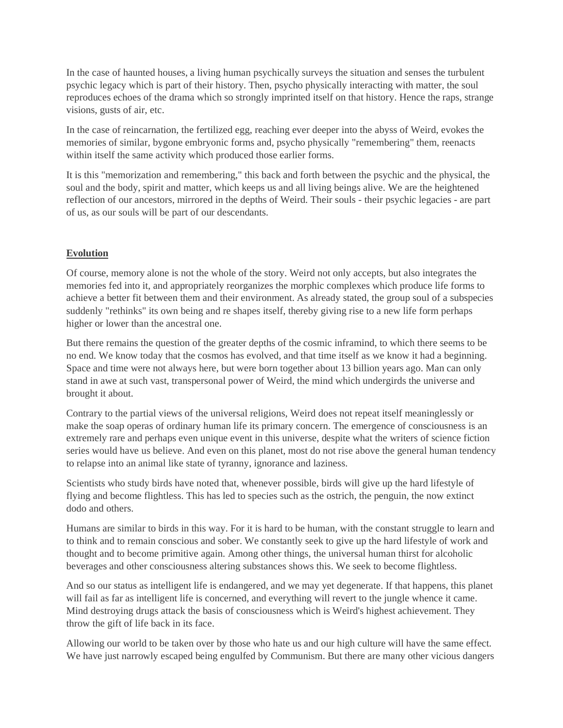In the case of haunted houses, a living human psychically surveys the situation and senses the turbulent psychic legacy which is part of their history. Then, psycho physically interacting with matter, the soul reproduces echoes of the drama which so strongly imprinted itself on that history. Hence the raps, strange visions, gusts of air, etc.

In the case of reincarnation, the fertilized egg, reaching ever deeper into the abyss of Weird, evokes the memories of similar, bygone embryonic forms and, psycho physically "remembering" them, reenacts within itself the same activity which produced those earlier forms.

It is this "memorization and remembering," this back and forth between the psychic and the physical, the soul and the body, spirit and matter, which keeps us and all living beings alive. We are the heightened reflection of our ancestors, mirrored in the depths of Weird. Their souls - their psychic legacies - are part of us, as our souls will be part of our descendants.

## Evolution

Of course, memory alone is not the whole of the story. Weird not only accepts, but also integrates the memories fed into it, and appropriately reorganizes the morphic complexes which produce life forms to achieve a better fit between them and their environment. As already stated, the group soul of a subspecies suddenly "rethinks" its own being and re shapes itself, thereby giving rise to a new life form perhaps higher or lower than the ancestral one.

But there remains the question of the greater depths of the cosmic inframind, to which there seems to be no end. We know today that the cosmos has evolved, and that time itself as we know it had a beginning. Space and time were not always here, but were born together about 13 billion years ago. Man can only stand in awe at such vast, transpersonal power of Weird, the mind which undergirds the universe and brought it about.

Contrary to the partial views of the universal religions, Weird does not repeat itself meaninglessly or make the soap operas of ordinary human life its primary concern. The emergence of consciousness is an extremely rare and perhaps even unique event in this universe, despite what the writers of science fiction series would have us believe. And even on this planet, most do not rise above the general human tendency to relapse into an animal like state of tyranny, ignorance and laziness.

Scientists who study birds have noted that, whenever possible, birds will give up the hard lifestyle of flying and become flightless. This has led to species such as the ostrich, the penguin, the now extinct dodo and others.

Humans are similar to birds in this way. For it is hard to be human, with the constant struggle to learn and to think and to remain conscious and sober. We constantly seek to give up the hard lifestyle of work and thought and to become primitive again. Among other things, the universal human thirst for alcoholic beverages and other consciousness altering substances shows this. We seek to become flightless.

And so our status as intelligent life is endangered, and we may yet degenerate. If that happens, this planet will fail as far as intelligent life is concerned, and everything will revert to the jungle whence it came. Mind destroying drugs attack the basis of consciousness which is Weird's highest achievement. They throw the gift of life back in its face.

Allowing our world to be taken over by those who hate us and our high culture will have the same effect. We have just narrowly escaped being engulfed by Communism. But there are many other vicious dangers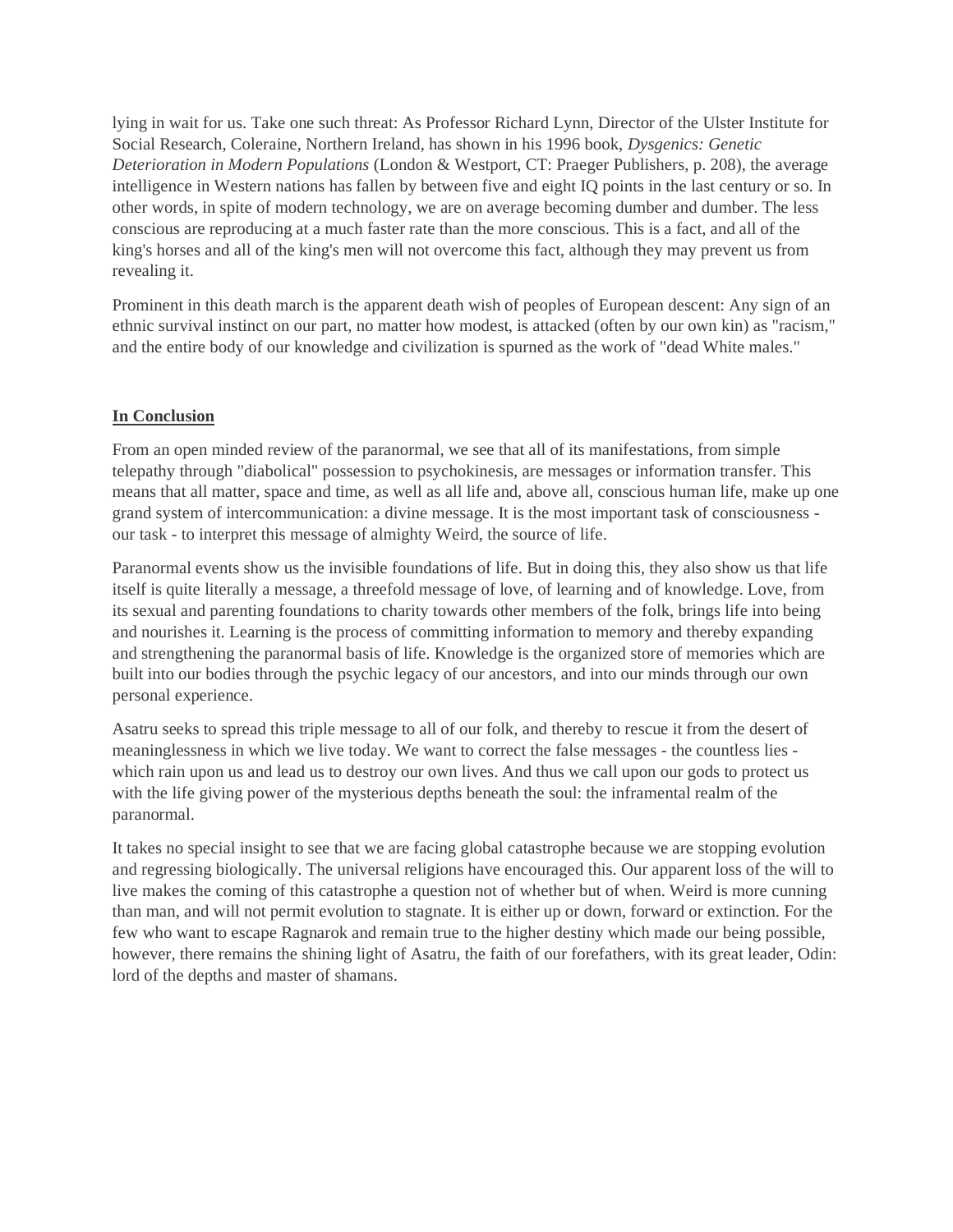lying in wait for us. Take one such threat: As Professor Richard Lynn, Director of the Ulster Institute for Social Research, Coleraine, Northern Ireland, has shown in his 1996 book, *Dysgenics: Genetic Deterioration in Modern Populations* (London & Westport, CT: Praeger Publishers, p. 208), the average intelligence in Western nations has fallen by between five and eight IQ points in the last century or so. In other words, in spite of modern technology, we are on average becoming dumber and dumber. The less conscious are reproducing at a much faster rate than the more conscious. This is a fact, and all of the king's horses and all of the king's men will not overcome this fact, although they may prevent us from revealing it.

Prominent in this death march is the apparent death wish of peoples of European descent: Any sign of an ethnic survival instinct on our part, no matter how modest, is attacked (often by our own kin) as "racism," and the entire body of our knowledge and civilization is spurned as the work of "dead White males."

## In Conclusion

From an open minded review of the paranormal, we see that all of its manifestations, from simple telepathy through "diabolical" possession to psychokinesis, are messages or information transfer. This means that all matter, space and time, as well as all life and, above all, conscious human life, make up one grand system of intercommunication: a divine message. It is the most important task of consciousness - our task - to interpret this message of almighty Weird, the source of life.

Paranormal events show us the invisible foundations of life. But in doing this, they also show us that life itself is quite literally a message, a threefold message of love, of learning and of knowledge. Love, from its sexual and parenting foundations to charity towards other members of the folk, brings life into being and nourishes it. Learning is the process of committing information to memory and thereby expanding and strengthening the paranormal basis of life. Knowledge is the organized store of memories which are built into our bodies through the psychic legacy of our ancestors, and into our minds through our own personal experience.

Asatru seeks to spread this triple message to all of our folk, and thereby to rescue it from the desert of meaninglessness in which we live today. We want to correct the false messages - the countless lies - which rain upon us and lead us to destroy our own lives. And thus we call upon our gods to protect us with the life giving power of the mysterious depths beneath the soul: the inframental realm of the paranormal.

It takes no special insight to see that we are facing global catastrophe because we are stopping evolution and regressing biologically. The universal religions have encouraged this. Our apparent loss of the will to live makes the coming of this catastrophe a question not of whether but of when. Weird is more cunning than man, and will not permit evolution to stagnate. It is either up or down, forward or extinction. For the few who want to escape Ragnarok and remain true to the higher destiny which made our being possible, however, there remains the shining light of Asatru, the faith of our forefathers, with its great leader, Odin: lord of the depths and master of shamans.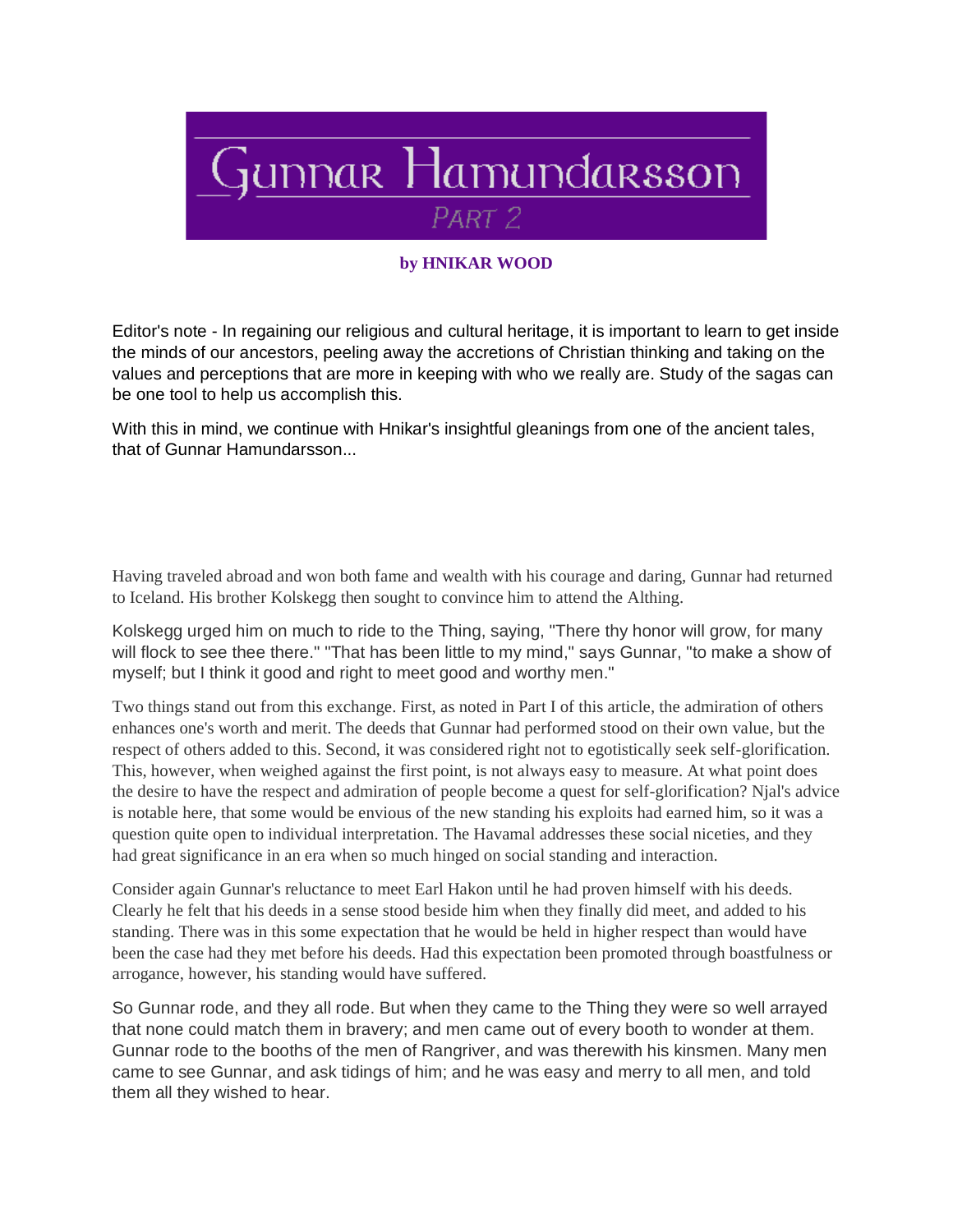# Gunnar Hamundarsson

## PART 2

**by HNIKAR WOOD**

Editor's note - In regaining our religious and cultural heritage, it is important to learn to get inside the minds of our ancestors, peeling away the accretions of Christian thinking and taking on the values and perceptions that are more in keeping with who we really are. Study of the sagas can be one tool to help us accomplish this.

With this in mind, we continue with Hnikar's insightful gleanings from one of the ancient tales, that of Gunnar Hamundarsson...

Having traveled abroad and won both fame and wealth with his courage and daring, Gunnar had returned to Iceland. His brother Kolskegg then sought to convince him to attend the Althing.

Kolskegg urged him on much to ride to the Thing, saying, "There thy honor will grow, for many will flock to see thee there." "That has been little to my mind," says Gunnar, "to make a show of myself; but I think it good and right to meet good and worthy men."

Two things stand out from this exchange. First, as noted in Part I of this article, the admiration of others enhances one's worth and merit. The deeds that Gunnar had performed stood on their own value, but the respect of others added to this. Second, it was considered right not to egotistically seek self-glorification. This, however, when weighed against the first point, is not always easy to measure. At what point does the desire to have the respect and admiration of people become a quest for self-glorification? Njal's advice is notable here, that some would be envious of the new standing his exploits had earned him, so it was a question quite open to individual interpretation. The Havamal addresses these social niceties, and they had great significance in an era when so much hinged on social standing and interaction.

Consider again Gunnar's reluctance to meet Earl Hakon until he had proven himself with his deeds. Clearly he felt that his deeds in a sense stood beside him when they finally did meet, and added to his standing. There was in this some expectation that he would be held in higher respect than would have been the case had they met before his deeds. Had this expectation been promoted through boastfulness or arrogance, however, his standing would have suffered.

So Gunnar rode, and they all rode. But when they came to the Thing they were so well arrayed that none could match them in bravery; and men came out of every booth to wonder at them. Gunnar rode to the booths of the men of Rangriver, and was therewith his kinsmen. Many men came to see Gunnar, and ask tidings of him; and he was easy and merry to all men, and told them all they wished to hear.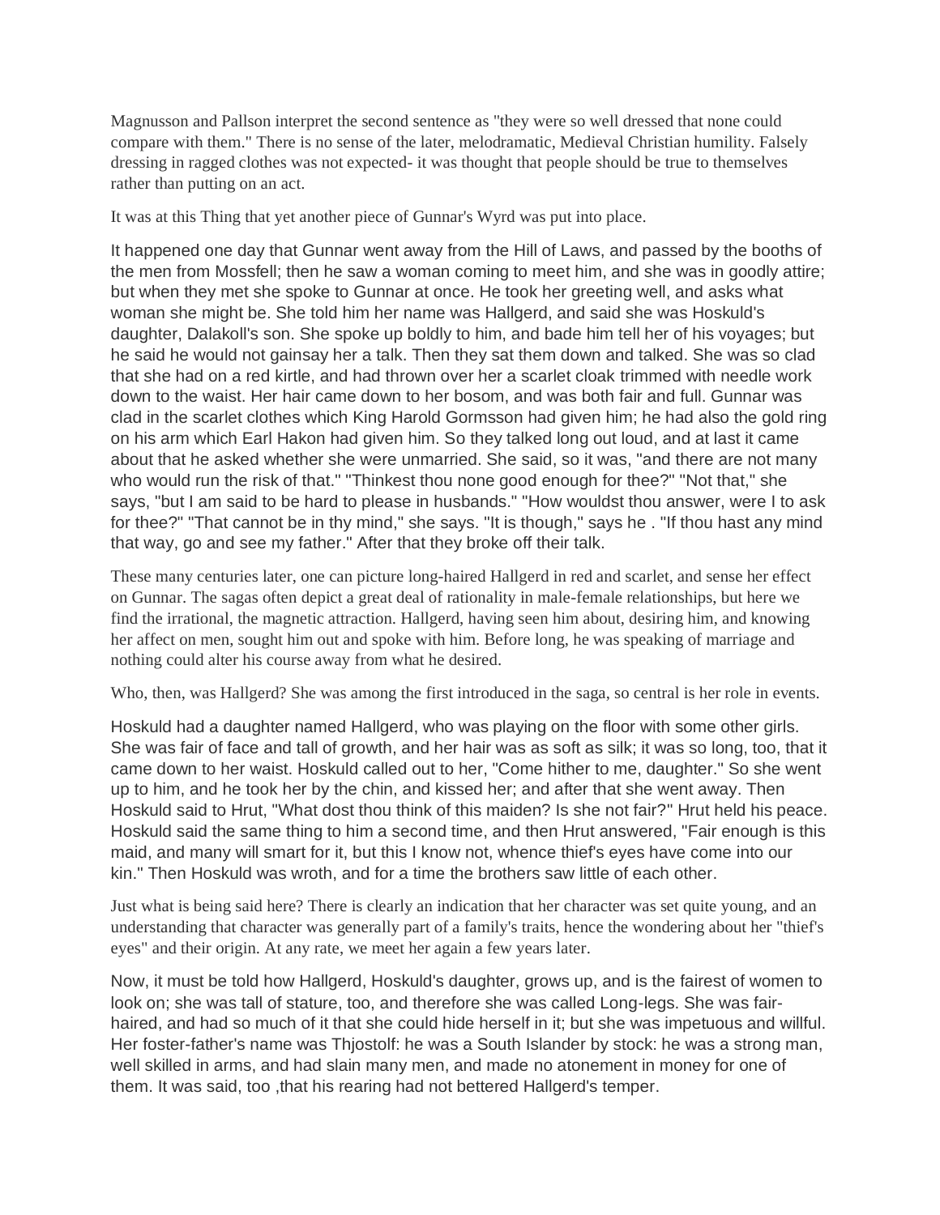Magnusson and Pallson interpret the second sentence as "they were so well dressed that none could compare with them." There is no sense of the later, melodramatic, Medieval Christian humility. Falsely dressing in ragged clothes was not expected- it was thought that people should be true to themselves rather than putting on an act.

It was at this Thing that yet another piece of Gunnar's Wyrd was put into place.

It happened one day that Gunnar went away from the Hill of Laws, and passed by the booths of the men from Mossfell; then he saw a woman coming to meet him, and she was in goodly attire; but when they met she spoke to Gunnar at once. He took her greeting well, and asks what woman she might be. She told him her name was Hallgerd, and said she was Hoskuld's daughter, Dalakoll's son. She spoke up boldly to him, and bade him tell her of his voyages; but he said he would not gainsay her a talk. Then they sat them down and talked. She was so clad that she had on a red kirtle, and had thrown over her a scarlet cloak trimmed with needle work down to the waist. Her hair came down to her bosom, and was both fair and full. Gunnar was clad in the scarlet clothes which King Harold Gormsson had given him; he had also the gold ring on his arm which Earl Hakon had given him. So they talked long out loud, and at last it came about that he asked whether she were unmarried. She said, so it was, "and there are not many who would run the risk of that." "Thinkest thou none good enough for thee?" "Not that," she says, "but I am said to be hard to please in husbands." "How wouldst thou answer, were I to ask for thee?" "That cannot be in thy mind," she says. "It is though," says he . "If thou hast any mind that way, go and see my father." After that they broke off their talk.

These many centuries later, one can picture long-haired Hallgerd in red and scarlet, and sense her effect on Gunnar. The sagas often depict a great deal of rationality in male-female relationships, but here we find the irrational, the magnetic attraction. Hallgerd, having seen him about, desiring him, and knowing her affect on men, sought him out and spoke with him. Before long, he was speaking of marriage and nothing could alter his course away from what he desired.

Who, then, was Hallgerd? She was among the first introduced in the saga, so central is her role in events.

Hoskuld had a daughter named Hallgerd, who was playing on the floor with some other girls. She was fair of face and tall of growth, and her hair was as soft as silk; it was so long, too, that it came down to her waist. Hoskuld called out to her, "Come hither to me, daughter." So she went up to him, and he took her by the chin, and kissed her; and after that she went away. Then Hoskuld said to Hrut, "What dost thou think of this maiden? Is she not fair?" Hrut held his peace. Hoskuld said the same thing to him a second time, and then Hrut answered, "Fair enough is this maid, and many will smart for it, but this I know not, whence thief's eyes have come into our kin." Then Hoskuld was wroth, and for a time the brothers saw little of each other.

Just what is being said here? There is clearly an indication that her character was set quite young, and an understanding that character was generally part of a family's traits, hence the wondering about her "thief's eyes" and their origin. At any rate, we meet her again a few years later.

Now, it must be told how Hallgerd, Hoskuld's daughter, grows up, and is the fairest of women to look on; she was tall of stature, too, and therefore she was called Long-legs. She was fair-haired, and had so much of it that she could hide herself in it; but she was impetuous and willful. Her foster-father's name was Thjostolf: he was a South Islander by stock: he was a strong man, well skilled in arms, and had slain many men, and made no atonement in money for one of them. It was said, too ,that his rearing had not bettered Hallgerd's temper.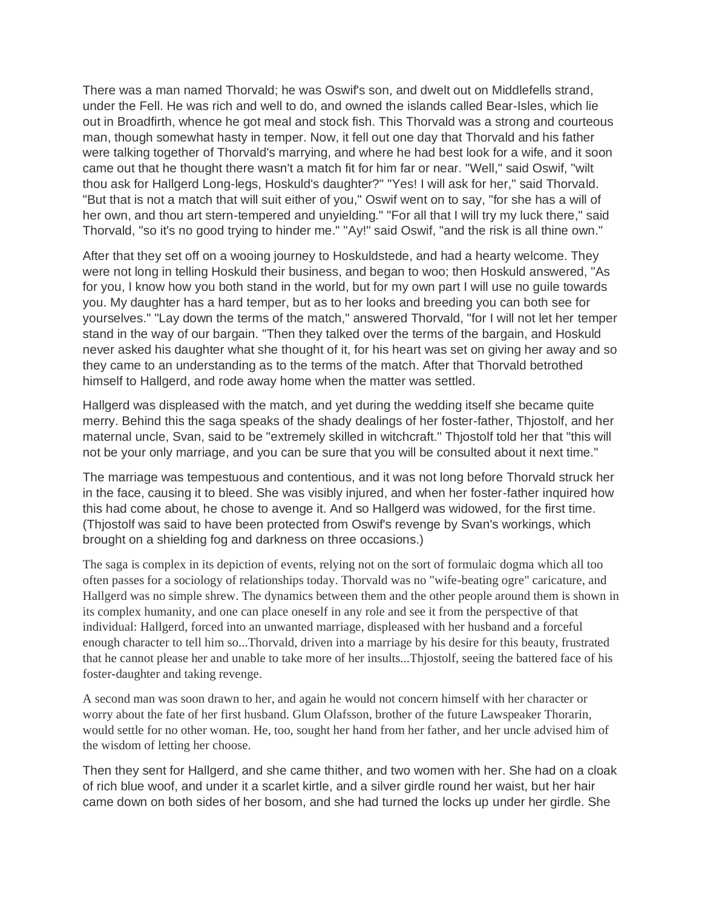There was a man named Thorvald; he was Oswif's son, and dwelt out on Middlefells strand, under the Fell. He was rich and well to do, and owned the islands called Bear-Isles, which lie out in Broadfirth, whence he got meal and stock fish. This Thorvald was a strong and courteous man, though somewhat hasty in temper. Now, it fell out one day that Thorvald and his father were talking together of Thorvald's marrying, and where he had best look for a wife, and it soon came out that he thought there wasn't a match fit for him far or near. "Well," said Oswif, "wilt thou ask for Hallgerd Long-legs, Hoskuld's daughter?" "Yes! I will ask for her," said Thorvald. "But that is not a match that will suit either of you," Oswif went on to say, "for she has a will of her own, and thou art stern-tempered and unyielding." "For all that I will try my luck there," said Thorvald, "so it's no good trying to hinder me." "Ay!" said Oswif, "and the risk is all thine own."

After that they set off on a wooing journey to Hoskuldstede, and had a hearty welcome. They were not long in telling Hoskuld their business, and began to woo; then Hoskuld answered, "As for you, I know how you both stand in the world, but for my own part I will use no guile towards you. My daughter has a hard temper, but as to her looks and breeding you can both see for yourselves." "Lay down the terms of the match," answered Thorvald, "for I will not let her temper stand in the way of our bargain. "Then they talked over the terms of the bargain, and Hoskuld never asked his daughter what she thought of it, for his heart was set on giving her away and so they came to an understanding as to the terms of the match. After that Thorvald betrothed himself to Hallgerd, and rode away home when the matter was settled.

Hallgerd was displeased with the match, and yet during the wedding itself she became quite merry. Behind this the saga speaks of the shady dealings of her foster-father, Thjostolf, and her maternal uncle, Svan, said to be "extremely skilled in witchcraft." Thjostolf told her that "this will not be your only marriage, and you can be sure that you will be consulted about it next time."

The marriage was tempestuous and contentious, and it was not long before Thorvald struck her in the face, causing it to bleed. She was visibly injured, and when her foster-father inquired how this had come about, he chose to avenge it. And so Hallgerd was widowed, for the first time. (Thjostolf was said to have been protected from Oswif's revenge by Svan's workings, which brought on a shielding fog and darkness on three occasions.)

The saga is complex in its depiction of events, relying not on the sort of formulaic dogma which all too often passes for a sociology of relationships today. Thorvald was no "wife-beating ogre" caricature, and Hallgerd was no simple shrew. The dynamics between them and the other people around them is shown in its complex humanity, and one can place oneself in any role and see it from the perspective of that individual: Hallgerd, forced into an unwanted marriage, displeased with her husband and a forceful enough character to tell him so...Thorvald, driven into a marriage by his desire for this beauty, frustrated that he cannot please her and unable to take more of her insults...Thjostolf, seeing the battered face of his foster-daughter and taking revenge.

A second man was soon drawn to her, and again he would not concern himself with her character or worry about the fate of her first husband. Glum Olafsson, brother of the future Lawspeaker Thorarin, would settle for no other woman. He, too, sought her hand from her father, and her uncle advised him of the wisdom of letting her choose.

Then they sent for Hallgerd, and she came thither, and two women with her. She had on a cloak of rich blue woof, and under it a scarlet kirtle, and a silver girdle round her waist, but her hair came down on both sides of her bosom, and she had turned the locks up under her girdle. She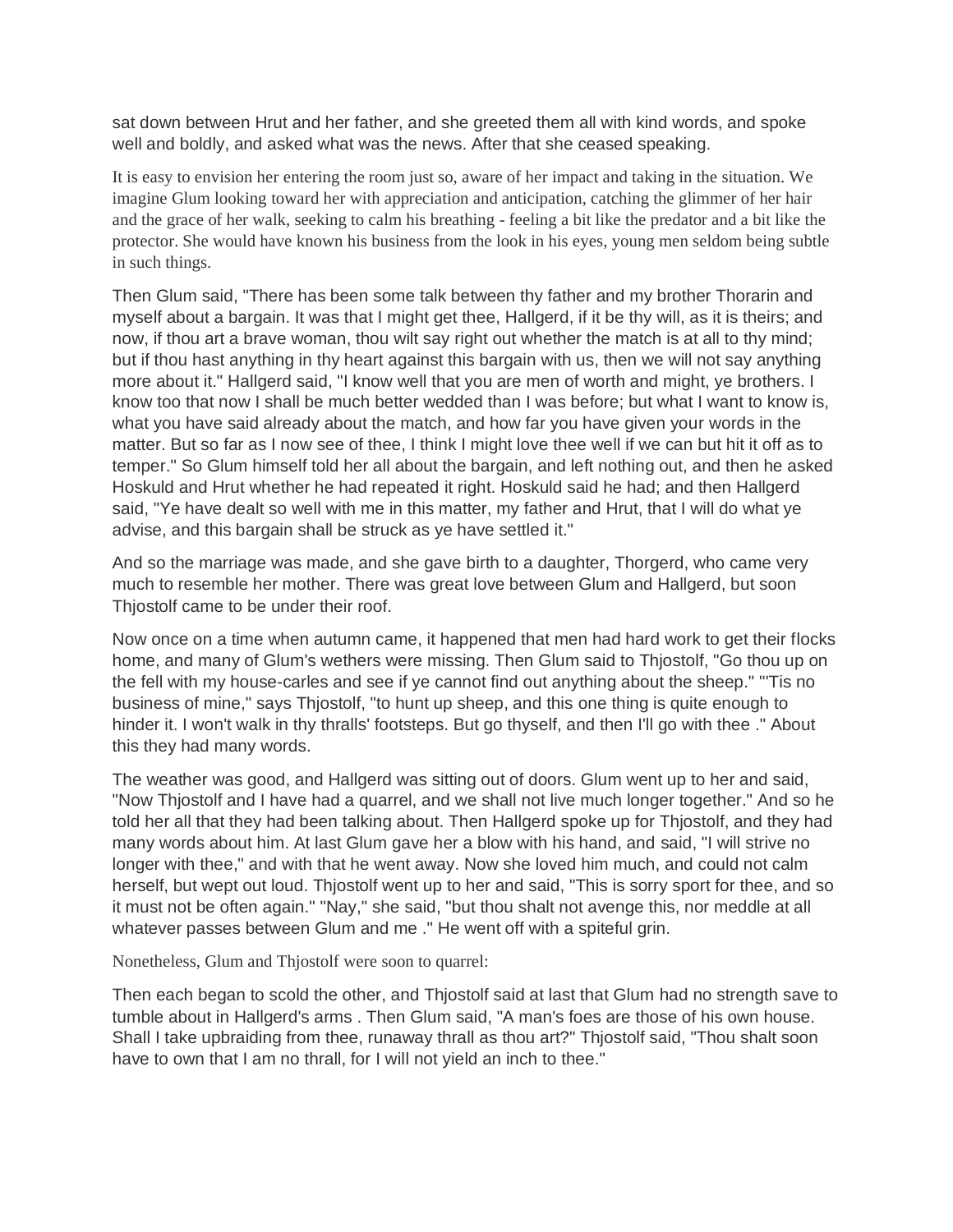sat down between Hrut and her father, and she greeted them all with kind words, and spoke well and boldly, and asked what was the news. After that she ceased speaking.

It is easy to envision her entering the room just so, aware of her impact and taking in the situation. We imagine Glum looking toward her with appreciation and anticipation, catching the glimmer of her hair and the grace of her walk, seeking to calm his breathing - feeling a bit like the predator and a bit like the protector. She would have known his business from the look in his eyes, young men seldom being subtle in such things.

Then Glum said, "There has been some talk between thy father and my brother Thorarin and myself about a bargain. It was that I might get thee, Hallgerd, if it be thy will, as it is theirs; and now, if thou art a brave woman, thou wilt say right out whether the match is at all to thy mind; but if thou hast anything in thy heart against this bargain with us, then we will not say anything more about it." Hallgerd said, "I know well that you are men of worth and might, ye brothers. I know too that now I shall be much better wedded than I was before; but what I want to know is, what you have said already about the match, and how far you have given your words in the matter. But so far as I now see of thee, I think I might love thee well if we can but hit it off as to temper." So Glum himself told her all about the bargain, and left nothing out, and then he asked Hoskuld and Hrut whether he had repeated it right. Hoskuld said he had; and then Hallgerd said, "Ye have dealt so well with me in this matter, my father and Hrut, that I will do what ye advise, and this bargain shall be struck as ye have settled it."

And so the marriage was made, and she gave birth to a daughter, Thorgerd, who came very much to resemble her mother. There was great love between Glum and Hallgerd, but soon Thjostolf came to be under their roof.

Now once on a time when autumn came, it happened that men had hard work to get their flocks home, and many of Glum's wethers were missing. Then Glum said to Thjostolf, "Go thou up on the fell with my house-carles and see if ye cannot find out anything about the sheep." "'Tis no business of mine," says Thjostolf, "to hunt up sheep, and this one thing is quite enough to hinder it. I won't walk in thy thralls' footsteps. But go thyself, and then I'll go with thee ." About this they had many words.

The weather was good, and Hallgerd was sitting out of doors. Glum went up to her and said, "Now Thjostolf and I have had a quarrel, and we shall not live much longer together." And so he told her all that they had been talking about. Then Hallgerd spoke up for Thjostolf, and they had many words about him. At last Glum gave her a blow with his hand, and said, "I will strive no longer with thee," and with that he went away. Now she loved him much, and could not calm herself, but wept out loud. Thjostolf went up to her and said, "This is sorry sport for thee, and so it must not be often again." "Nay," she said, "but thou shalt not avenge this, nor meddle at all whatever passes between Glum and me ." He went off with a spiteful grin.

Nonetheless, Glum and Thjostolf were soon to quarrel:

Then each began to scold the other, and Thjostolf said at last that Glum had no strength save to tumble about in Hallgerd's arms . Then Glum said, "A man's foes are those of his own house. Shall I take upbraiding from thee, runaway thrall as thou art?" Thjostolf said, "Thou shalt soon have to own that I am no thrall, for I will not yield an inch to thee."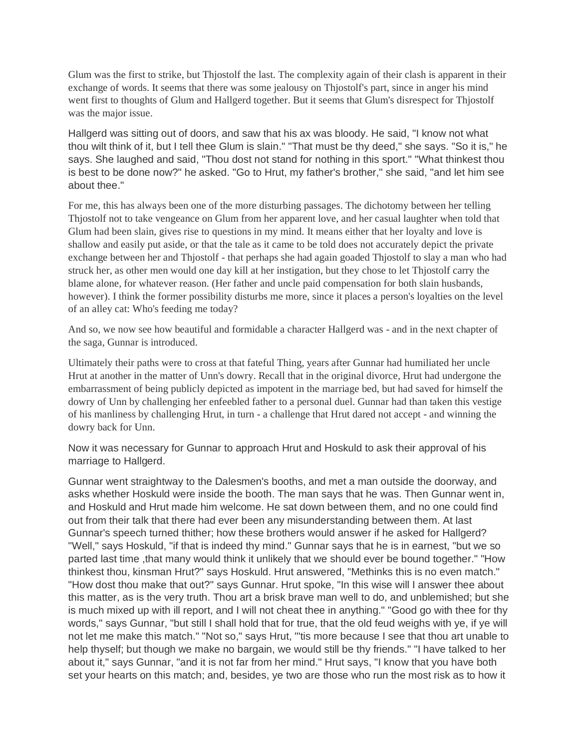Glum was the first to strike, but Thjostolf the last. The complexity again of their clash is apparent in their exchange of words. It seems that there was some jealousy on Thjostolf's part, since in anger his mind went first to thoughts of Glum and Hallgerd together. But it seems that Glum's disrespect for Thjostolf was the major issue.

Hallgerd was sitting out of doors, and saw that his ax was bloody. He said, "I know not what thou wilt think of it, but I tell thee Glum is slain." "That must be thy deed," she says. "So it is," he says. She laughed and said, "Thou dost not stand for nothing in this sport." "What thinkest thou is best to be done now?" he asked. "Go to Hrut, my father's brother," she said, "and let him see about thee."

For me, this has always been one of the more disturbing passages. The dichotomy between her telling Thjostolf not to take vengeance on Glum from her apparent love, and her casual laughter when told that Glum had been slain, gives rise to questions in my mind. It means either that her loyalty and love is shallow and easily put aside, or that the tale as it came to be told does not accurately depict the private exchange between her and Thjostolf - that perhaps she had again goaded Thjostolf to slay a man who had struck her, as other men would one day kill at her instigation, but they chose to let Thjostolf carry the blame alone, for whatever reason. (Her father and uncle paid compensation for both slain husbands, however). I think the former possibility disturbs me more, since it places a person's loyalties on the level of an alley cat: Who's feeding me today?

And so, we now see how beautiful and formidable a character Hallgerd was - and in the next chapter of the saga, Gunnar is introduced.

Ultimately their paths were to cross at that fateful Thing, years after Gunnar had humiliated her uncle Hrut at another in the matter of Unn's dowry. Recall that in the original divorce, Hrut had undergone the embarrassment of being publicly depicted as impotent in the marriage bed, but had saved for himself the dowry of Unn by challenging her enfeebled father to a personal duel. Gunnar had than taken this vestige of his manliness by challenging Hrut, in turn - a challenge that Hrut dared not accept - and winning the dowry back for Unn.

Now it was necessary for Gunnar to approach Hrut and Hoskuld to ask their approval of his marriage to Hallgerd.

Gunnar went straightway to the Dalesmen's booths, and met a man outside the doorway, and asks whether Hoskuld were inside the booth. The man says that he was. Then Gunnar went in, and Hoskuld and Hrut made him welcome. He sat down between them, and no one could find out from their talk that there had ever been any misunderstanding between them. At last Gunnar's speech turned thither; how these brothers would answer if he asked for Hallgerd? "Well," says Hoskuld, "if that is indeed thy mind." Gunnar says that he is in earnest, "but we so parted last time ,that many would think it unlikely that we should ever be bound together." "How thinkest thou, kinsman Hrut?" says Hoskuld. Hrut answered, "Methinks this is no even match." "How dost thou make that out?" says Gunnar. Hrut spoke, "In this wise will I answer thee about this matter, as is the very truth. Thou art a brisk brave man well to do, and unblemished; but she is much mixed up with ill report, and I will not cheat thee in anything." "Good go with thee for thy words," says Gunnar, "but still I shall hold that for true, that the old feud weighs with ye, if ye will not let me make this match." "Not so," says Hrut, "'tis more because I see that thou art unable to help thyself; but though we make no bargain, we would still be thy friends." "I have talked to her about it," says Gunnar, "and it is not far from her mind." Hrut says, "I know that you have both set your hearts on this match; and, besides, ye two are those who run the most risk as to how it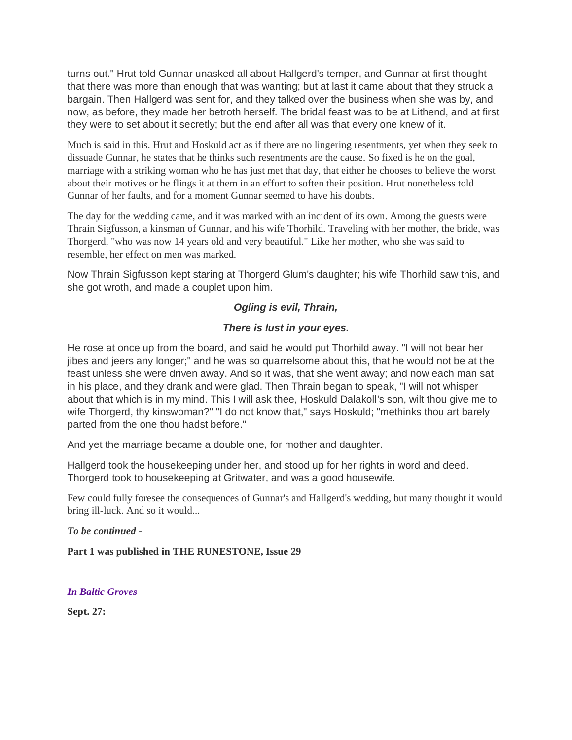turns out." Hrut told Gunnar unasked all about Hallgerd's temper, and Gunnar at first thought that there was more than enough that was wanting; but at last it came about that they struck a bargain. Then Hallgerd was sent for, and they talked over the business when she was by, and now, as before, they made her betroth herself. The bridal feast was to be at Lithend, and at first they were to set about it secretly; but the end after all was that every one knew of it.

Much is said in this. Hrut and Hoskuld act as if there are no lingering resentments, yet when they seek to dissuade Gunnar, he states that he thinks such resentments are the cause. So fixed is he on the goal, marriage with a striking woman who he has just met that day, that either he chooses to believe the worst about their motives or he flings it at them in an effort to soften their position. Hrut nonetheless told Gunnar of her faults, and for a moment Gunnar seemed to have his doubts.

The day for the wedding came, and it was marked with an incident of its own. Among the guests were Thrain Sigfusson, a kinsman of Gunnar, and his wife Thorhild. Traveling with her mother, the bride, was Thorgerd, "who was now 14 years old and very beautiful." Like her mother, who she was said to resemble, her effect on men was marked.

Now Thrain Sigfusson kept staring at Thorgerd Glum's daughter; his wife Thorhild saw this, and she got wroth, and made a couplet upon him.

***Ogling is evil, Thrain,***

***There is lust in your eyes.***

He rose at once up from the board, and said he would put Thorhild away. "I will not bear her jibes and jeers any longer;" and he was so quarrelsome about this, that he would not be at the feast unless she were driven away. And so it was, that she went away; and now each man sat in his place, and they drank and were glad. Then Thrain began to speak, "I will not whisper about that which is in my mind. This I will ask thee, Hoskuld Dalakoll's son, wilt thou give me to wife Thorgerd, thy kinswoman?" "I do not know that," says Hoskuld; "methinks thou art barely parted from the one thou hadst before."

And yet the marriage became a double one, for mother and daughter.

Hallgerd took the housekeeping under her, and stood up for her rights in word and deed. Thorgerd took to housekeeping at Gritwater, and was a good housewife.

Few could fully foresee the consequences of Gunnar's and Hallgerd's wedding, but many thought it would bring ill-luck. And so it would...

***To be continued -***

**Part 1 was published in THE RUNESTONE, Issue 29**

***In Baltic Groves***

**Sept. 27:**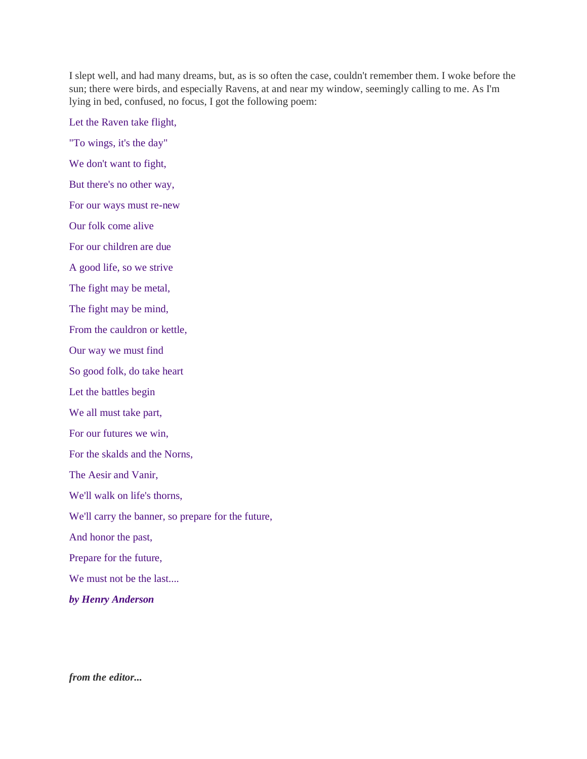I slept well, and had many dreams, but, as is so often the case, couldn't remember them. I woke before the sun; there were birds, and especially Ravens, at and near my window, seemingly calling to me. As I'm lying in bed, confused, no focus, I got the following poem:

Let the Raven take flight,

"To wings, it's the day"

We don't want to fight,

But there's no other way,

For our ways must re-new

Our folk come alive

For our children are due

A good life, so we strive

The fight may be metal,

The fight may be mind,

From the cauldron or kettle,

Our way we must find

So good folk, do take heart

Let the battles begin

We all must take part,

For our futures we win,

For the skalds and the Norns,

The Aesir and Vanir,

We'll walk on life's thorns,

We'll carry the banner, so prepare for the future,

And honor the past,

Prepare for the future,

We must not be the last....

***by Henry Anderson***

***from the editor...***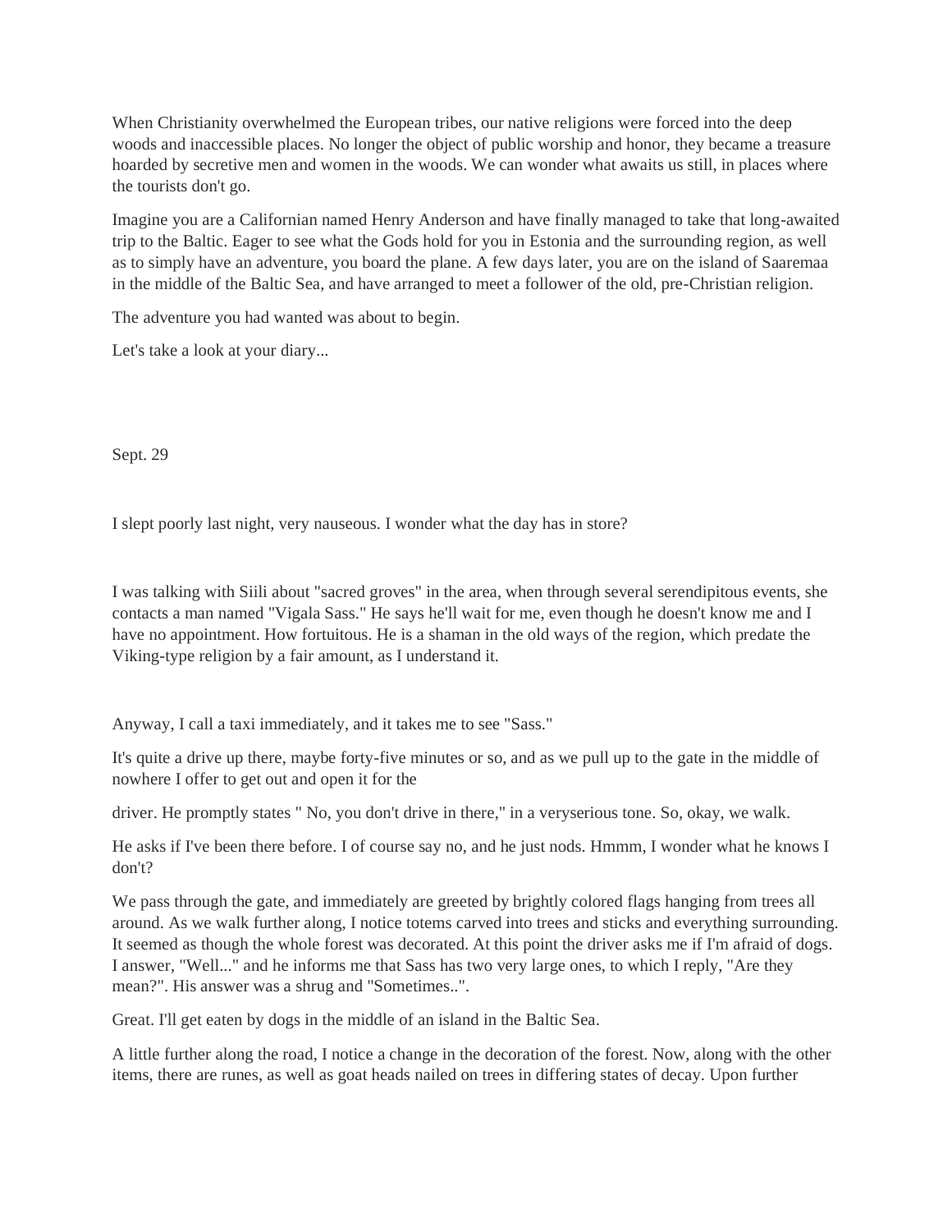When Christianity overwhelmed the European tribes, our native religions were forced into the deep woods and inaccessible places. No longer the object of public worship and honor, they became a treasure hoarded by secretive men and women in the woods. We can wonder what awaits us still, in places where the tourists don't go.

Imagine you are a Californian named Henry Anderson and have finally managed to take that long-awaited trip to the Baltic. Eager to see what the Gods hold for you in Estonia and the surrounding region, as well as to simply have an adventure, you board the plane. A few days later, you are on the island of Saaremaa in the middle of the Baltic Sea, and have arranged to meet a follower of the old, pre-Christian religion.

The adventure you had wanted was about to begin.

Let's take a look at your diary...

Sept. 29

I slept poorly last night, very nauseous. I wonder what the day has in store?

I was talking with Siili about "sacred groves" in the area, when through several serendipitous events, she contacts a man named "Vigala Sass." He says he'll wait for me, even though he doesn't know me and I have no appointment. How fortuitous. He is a shaman in the old ways of the region, which predate the Viking-type religion by a fair amount, as I understand it.

Anyway, I call a taxi immediately, and it takes me to see "Sass."

It's quite a drive up there, maybe forty-five minutes or so, and as we pull up to the gate in the middle of nowhere I offer to get out and open it for the driver. He promptly states " No, you don't drive in there," in a veryserious tone. So, okay, we walk.

He asks if I've been there before. I of course say no, and he just nods. Hmmm, I wonder what he knows I don't?

We pass through the gate, and immediately are greeted by brightly colored flags hanging from trees all around. As we walk further along, I notice totems carved into trees and sticks and everything surrounding. It seemed as though the whole forest was decorated. At this point the driver asks me if I'm afraid of dogs. I answer, "Well..." and he informs me that Sass has two very large ones, to which I reply, "Are they mean?". His answer was a shrug and "Sometimes..".

Great. I'll get eaten by dogs in the middle of an island in the Baltic Sea.

A little further along the road, I notice a change in the decoration of the forest. Now, along with the other items, there are runes, as well as goat heads nailed on trees in differing states of decay. Upon further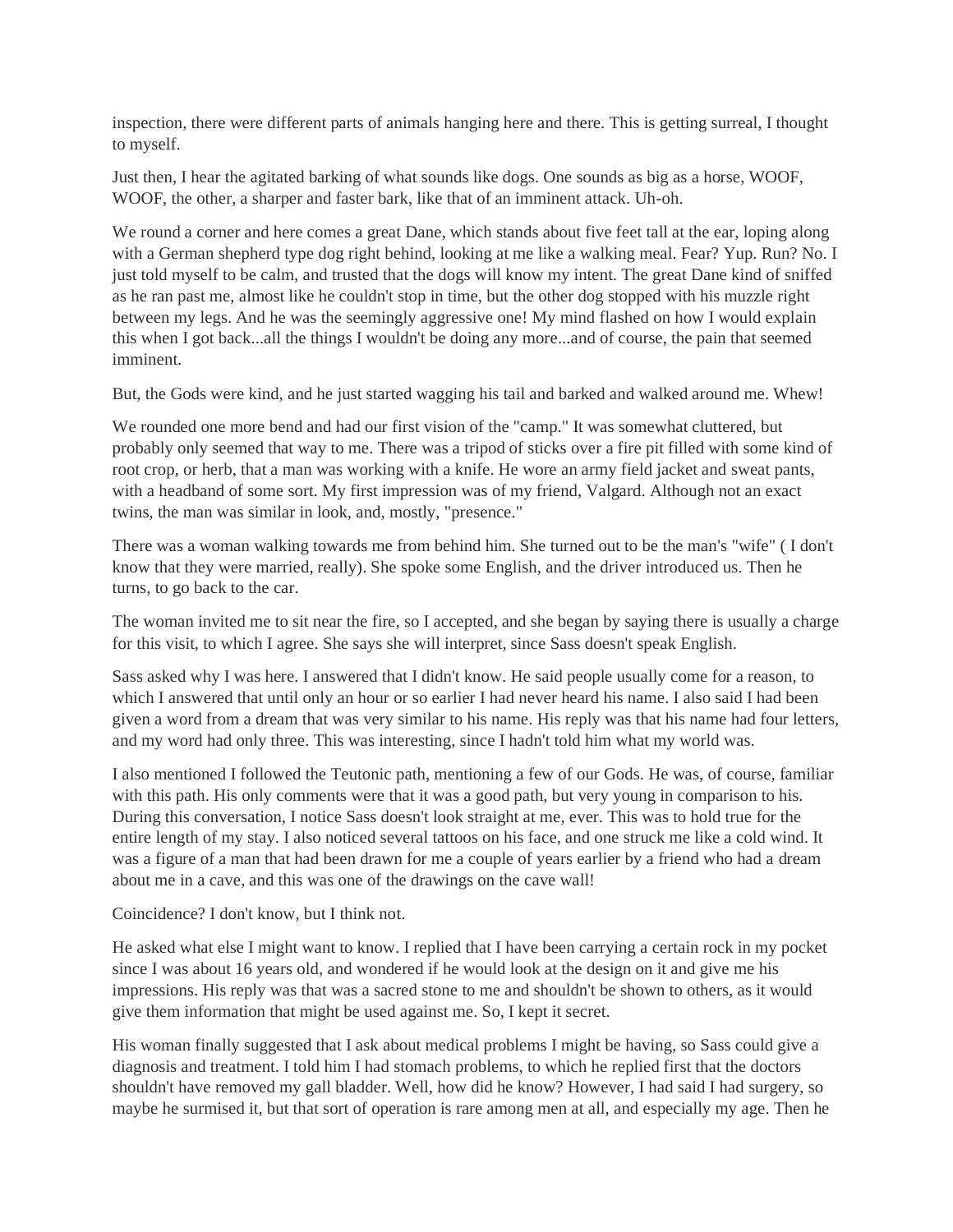inspection, there were different parts of animals hanging here and there. This is getting surreal, I thought to myself.

Just then, I hear the agitated barking of what sounds like dogs. One sounds as big as a horse, WOOF, WOOF, the other, a sharper and faster bark, like that of an imminent attack. Uh-oh.

We round a corner and here comes a great Dane, which stands about five feet tall at the ear, loping along with a German shepherd type dog right behind, looking at me like a walking meal. Fear? Yup. Run? No. I just told myself to be calm, and trusted that the dogs will know my intent. The great Dane kind of sniffed as he ran past me, almost like he couldn't stop in time, but the other dog stopped with his muzzle right between my legs. And he was the seemingly aggressive one! My mind flashed on how I would explain this when I got back...all the things I wouldn't be doing any more...and of course, the pain that seemed imminent.

But, the Gods were kind, and he just started wagging his tail and barked and walked around me. Whew!

We rounded one more bend and had our first vision of the "camp." It was somewhat cluttered, but probably only seemed that way to me. There was a tripod of sticks over a fire pit filled with some kind of root crop, or herb, that a man was working with a knife. He wore an army field jacket and sweat pants, with a headband of some sort. My first impression was of my friend, Valgard. Although not an exact twins, the man was similar in look, and, mostly, "presence."

There was a woman walking towards me from behind him. She turned out to be the man's "wife" ( I don't know that they were married, really). She spoke some English, and the driver introduced us. Then he turns, to go back to the car.

The woman invited me to sit near the fire, so I accepted, and she began by saying there is usually a charge for this visit, to which I agree. She says she will interpret, since Sass doesn't speak English.

Sass asked why I was here. I answered that I didn't know. He said people usually come for a reason, to which I answered that until only an hour or so earlier I had never heard his name. I also said I had been given a word from a dream that was very similar to his name. His reply was that his name had four letters, and my word had only three. This was interesting, since I hadn't told him what my world was.

I also mentioned I followed the Teutonic path, mentioning a few of our Gods. He was, of course, familiar with this path. His only comments were that it was a good path, but very young in comparison to his. During this conversation, I notice Sass doesn't look straight at me, ever. This was to hold true for the entire length of my stay. I also noticed several tattoos on his face, and one struck me like a cold wind. It was a figure of a man that had been drawn for me a couple of years earlier by a friend who had a dream about me in a cave, and this was one of the drawings on the cave wall!

Coincidence? I don't know, but I think not.

He asked what else I might want to know. I replied that I have been carrying a certain rock in my pocket since I was about 16 years old, and wondered if he would look at the design on it and give me his impressions. His reply was that was a sacred stone to me and shouldn't be shown to others, as it would give them information that might be used against me. So, I kept it secret.

His woman finally suggested that I ask about medical problems I might be having, so Sass could give a diagnosis and treatment. I told him I had stomach problems, to which he replied first that the doctors shouldn't have removed my gall bladder. Well, how did he know? However, I had said I had surgery, so maybe he surmised it, but that sort of operation is rare among men at all, and especially my age. Then he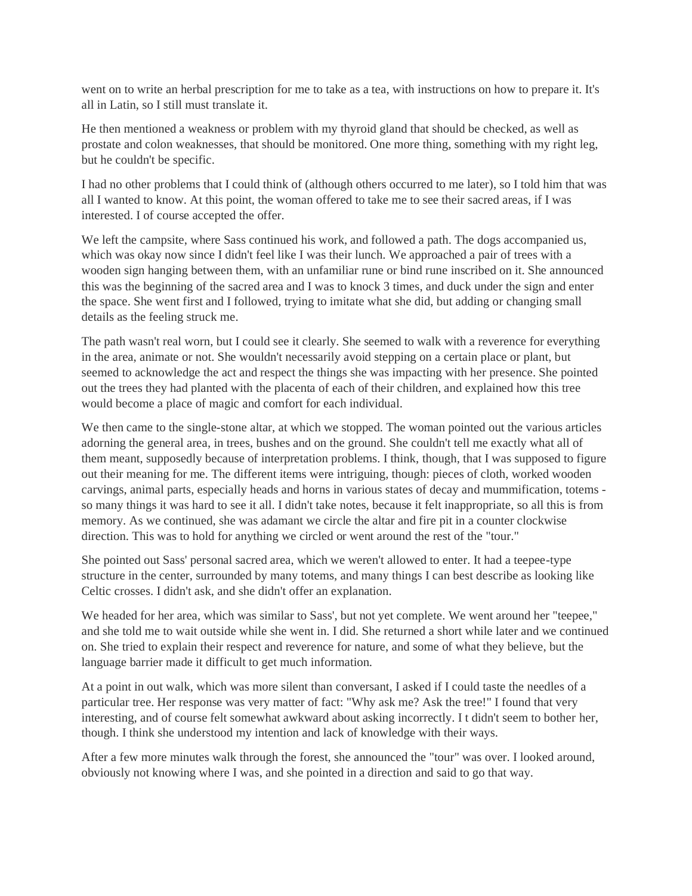went on to write an herbal prescription for me to take as a tea, with instructions on how to prepare it. It's all in Latin, so I still must translate it.

He then mentioned a weakness or problem with my thyroid gland that should be checked, as well as prostate and colon weaknesses, that should be monitored. One more thing, something with my right leg, but he couldn't be specific.

I had no other problems that I could think of (although others occurred to me later), so I told him that was all I wanted to know. At this point, the woman offered to take me to see their sacred areas, if I was interested. I of course accepted the offer.

We left the campsite, where Sass continued his work, and followed a path. The dogs accompanied us, which was okay now since I didn't feel like I was their lunch. We approached a pair of trees with a wooden sign hanging between them, with an unfamiliar rune or bind rune inscribed on it. She announced this was the beginning of the sacred area and I was to knock 3 times, and duck under the sign and enter the space. She went first and I followed, trying to imitate what she did, but adding or changing small details as the feeling struck me.

The path wasn't real worn, but I could see it clearly. She seemed to walk with a reverence for everything in the area, animate or not. She wouldn't necessarily avoid stepping on a certain place or plant, but seemed to acknowledge the act and respect the things she was impacting with her presence. She pointed out the trees they had planted with the placenta of each of their children, and explained how this tree would become a place of magic and comfort for each individual.

We then came to the single-stone altar, at which we stopped. The woman pointed out the various articles adorning the general area, in trees, bushes and on the ground. She couldn't tell me exactly what all of them meant, supposedly because of interpretation problems. I think, though, that I was supposed to figure out their meaning for me. The different items were intriguing, though: pieces of cloth, worked wooden carvings, animal parts, especially heads and horns in various states of decay and mummification, totems - so many things it was hard to see it all. I didn't take notes, because it felt inappropriate, so all this is from memory. As we continued, she was adamant we circle the altar and fire pit in a counter clockwise direction. This was to hold for anything we circled or went around the rest of the "tour."

She pointed out Sass' personal sacred area, which we weren't allowed to enter. It had a teepee-type structure in the center, surrounded by many totems, and many things I can best describe as looking like Celtic crosses. I didn't ask, and she didn't offer an explanation.

We headed for her area, which was similar to Sass', but not yet complete. We went around her "teepee," and she told me to wait outside while she went in. I did. She returned a short while later and we continued on. She tried to explain their respect and reverence for nature, and some of what they believe, but the language barrier made it difficult to get much information.

At a point in out walk, which was more silent than conversant, I asked if I could taste the needles of a particular tree. Her response was very matter of fact: "Why ask me? Ask the tree!" I found that very interesting, and of course felt somewhat awkward about asking incorrectly. I t didn't seem to bother her, though. I think she understood my intention and lack of knowledge with their ways.

After a few more minutes walk through the forest, she announced the "tour" was over. I looked around, obviously not knowing where I was, and she pointed in a direction and said to go that way.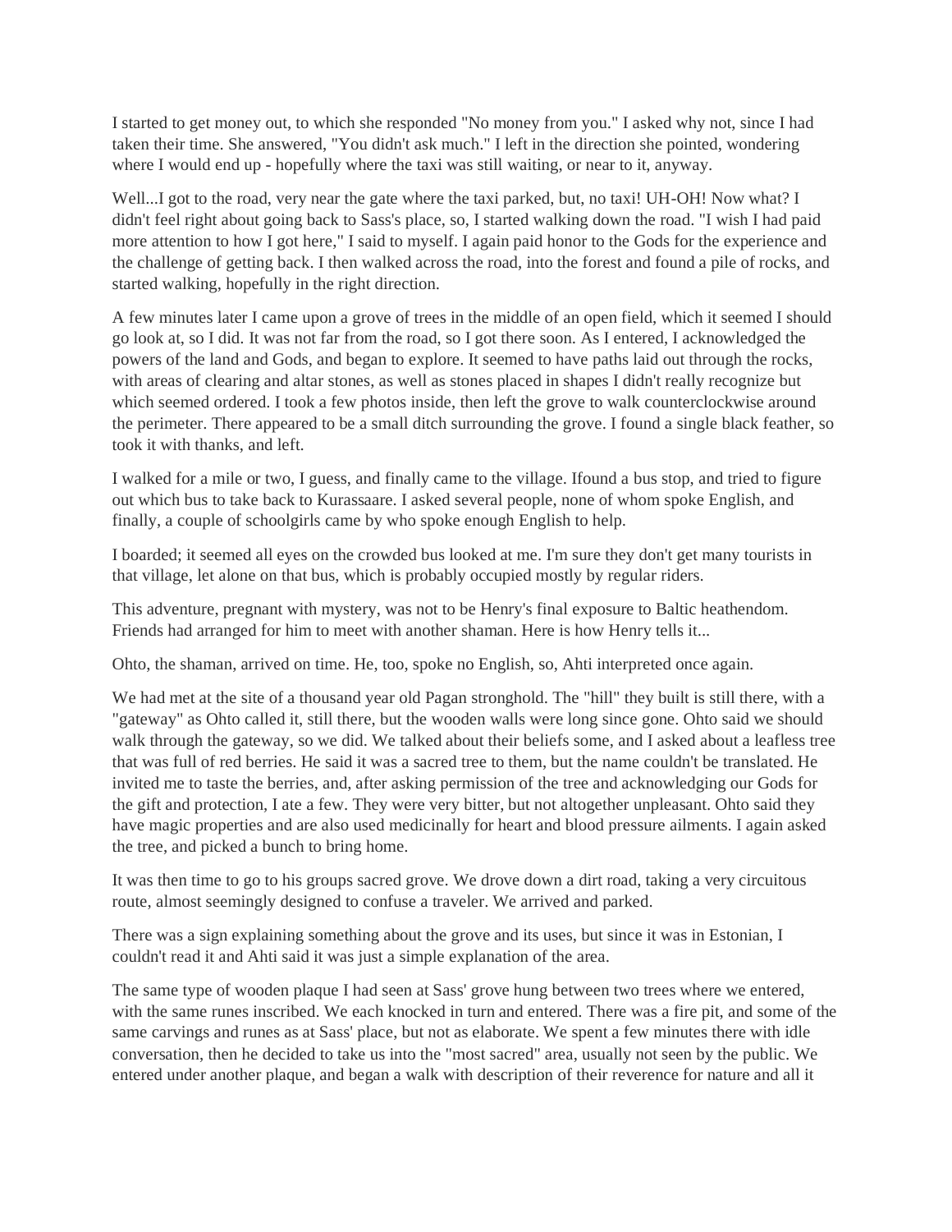I started to get money out, to which she responded "No money from you." I asked why not, since I had taken their time. She answered, "You didn't ask much." I left in the direction she pointed, wondering where I would end up - hopefully where the taxi was still waiting, or near to it, anyway.

Well...I got to the road, very near the gate where the taxi parked, but, no taxi! UH-OH! Now what? I didn't feel right about going back to Sass's place, so, I started walking down the road. "I wish I had paid more attention to how I got here," I said to myself. I again paid honor to the Gods for the experience and the challenge of getting back. I then walked across the road, into the forest and found a pile of rocks, and started walking, hopefully in the right direction.

A few minutes later I came upon a grove of trees in the middle of an open field, which it seemed I should go look at, so I did. It was not far from the road, so I got there soon. As I entered, I acknowledged the powers of the land and Gods, and began to explore. It seemed to have paths laid out through the rocks, with areas of clearing and altar stones, as well as stones placed in shapes I didn't really recognize but which seemed ordered. I took a few photos inside, then left the grove to walk counterclockwise around the perimeter. There appeared to be a small ditch surrounding the grove. I found a single black feather, so took it with thanks, and left.

I walked for a mile or two, I guess, and finally came to the village. Ifound a bus stop, and tried to figure out which bus to take back to Kurassaare. I asked several people, none of whom spoke English, and finally, a couple of schoolgirls came by who spoke enough English to help.

I boarded; it seemed all eyes on the crowded bus looked at me. I'm sure they don't get many tourists in that village, let alone on that bus, which is probably occupied mostly by regular riders.

This adventure, pregnant with mystery, was not to be Henry's final exposure to Baltic heathendom. Friends had arranged for him to meet with another shaman. Here is how Henry tells it...

Ohto, the shaman, arrived on time. He, too, spoke no English, so, Ahti interpreted once again.

We had met at the site of a thousand year old Pagan stronghold. The "hill" they built is still there, with a "gateway" as Ohto called it, still there, but the wooden walls were long since gone. Ohto said we should walk through the gateway, so we did. We talked about their beliefs some, and I asked about a leafless tree that was full of red berries. He said it was a sacred tree to them, but the name couldn't be translated. He invited me to taste the berries, and, after asking permission of the tree and acknowledging our Gods for the gift and protection, I ate a few. They were very bitter, but not altogether unpleasant. Ohto said they have magic properties and are also used medicinally for heart and blood pressure ailments. I again asked the tree, and picked a bunch to bring home.

It was then time to go to his groups sacred grove. We drove down a dirt road, taking a very circuitous route, almost seemingly designed to confuse a traveler. We arrived and parked.

There was a sign explaining something about the grove and its uses, but since it was in Estonian, I couldn't read it and Ahti said it was just a simple explanation of the area.

The same type of wooden plaque I had seen at Sass' grove hung between two trees where we entered, with the same runes inscribed. We each knocked in turn and entered. There was a fire pit, and some of the same carvings and runes as at Sass' place, but not as elaborate. We spent a few minutes there with idle conversation, then he decided to take us into the "most sacred" area, usually not seen by the public. We entered under another plaque, and began a walk with description of their reverence for nature and all it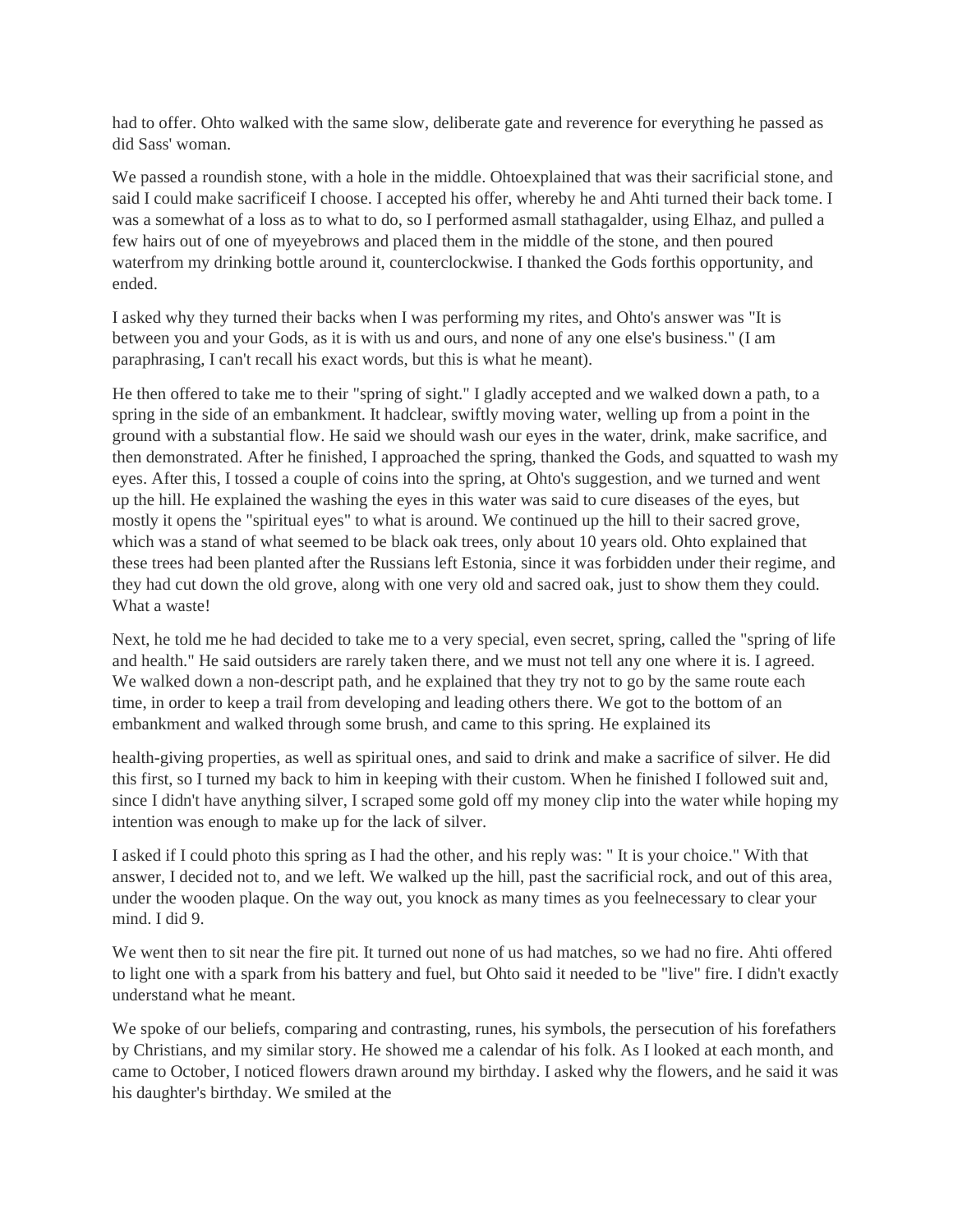had to offer. Ohto walked with the same slow, deliberate gate and reverence for everything he passed as did Sass' woman.

We passed a roundish stone, with a hole in the middle. Ohtoexplained that was their sacrificial stone, and said I could make sacrificeif I choose. I accepted his offer, whereby he and Ahti turned their back tome. I was a somewhat of a loss as to what to do, so I performed asmall stathagalder, using Elhaz, and pulled a few hairs out of one of myeyebrows and placed them in the middle of the stone, and then poured waterfrom my drinking bottle around it, counterclockwise. I thanked the Gods forthis opportunity, and ended.

I asked why they turned their backs when I was performing my rites, and Ohto's answer was "It is between you and your Gods, as it is with us and ours, and none of any one else's business." (I am paraphrasing, I can't recall his exact words, but this is what he meant).

He then offered to take me to their "spring of sight." I gladly accepted and we walked down a path, to a spring in the side of an embankment. It hadclear, swiftly moving water, welling up from a point in the ground with a substantial flow. He said we should wash our eyes in the water, drink, make sacrifice, and then demonstrated. After he finished, I approached the spring, thanked the Gods, and squatted to wash my eyes. After this, I tossed a couple of coins into the spring, at Ohto's suggestion, and we turned and went up the hill. He explained the washing the eyes in this water was said to cure diseases of the eyes, but mostly it opens the "spiritual eyes" to what is around. We continued up the hill to their sacred grove, which was a stand of what seemed to be black oak trees, only about 10 years old. Ohto explained that these trees had been planted after the Russians left Estonia, since it was forbidden under their regime, and they had cut down the old grove, along with one very old and sacred oak, just to show them they could. What a waste!

Next, he told me he had decided to take me to a very special, even secret, spring, called the "spring of life and health." He said outsiders are rarely taken there, and we must not tell any one where it is. I agreed. We walked down a non-descript path, and he explained that they try not to go by the same route each time, in order to keep a trail from developing and leading others there. We got to the bottom of an embankment and walked through some brush, and came to this spring. He explained its

health-giving properties, as well as spiritual ones, and said to drink and make a sacrifice of silver. He did this first, so I turned my back to him in keeping with their custom. When he finished I followed suit and, since I didn't have anything silver, I scraped some gold off my money clip into the water while hoping my intention was enough to make up for the lack of silver.

I asked if I could photo this spring as I had the other, and his reply was: " It is your choice." With that answer, I decided not to, and we left. We walked up the hill, past the sacrificial rock, and out of this area, under the wooden plaque. On the way out, you knock as many times as you feelnecessary to clear your mind. I did 9.

We went then to sit near the fire pit. It turned out none of us had matches, so we had no fire. Ahti offered to light one with a spark from his battery and fuel, but Ohto said it needed to be "live" fire. I didn't exactly understand what he meant.

We spoke of our beliefs, comparing and contrasting, runes, his symbols, the persecution of his forefathers by Christians, and my similar story. He showed me a calendar of his folk. As I looked at each month, and came to October, I noticed flowers drawn around my birthday. I asked why the flowers, and he said it was his daughter's birthday. We smiled at the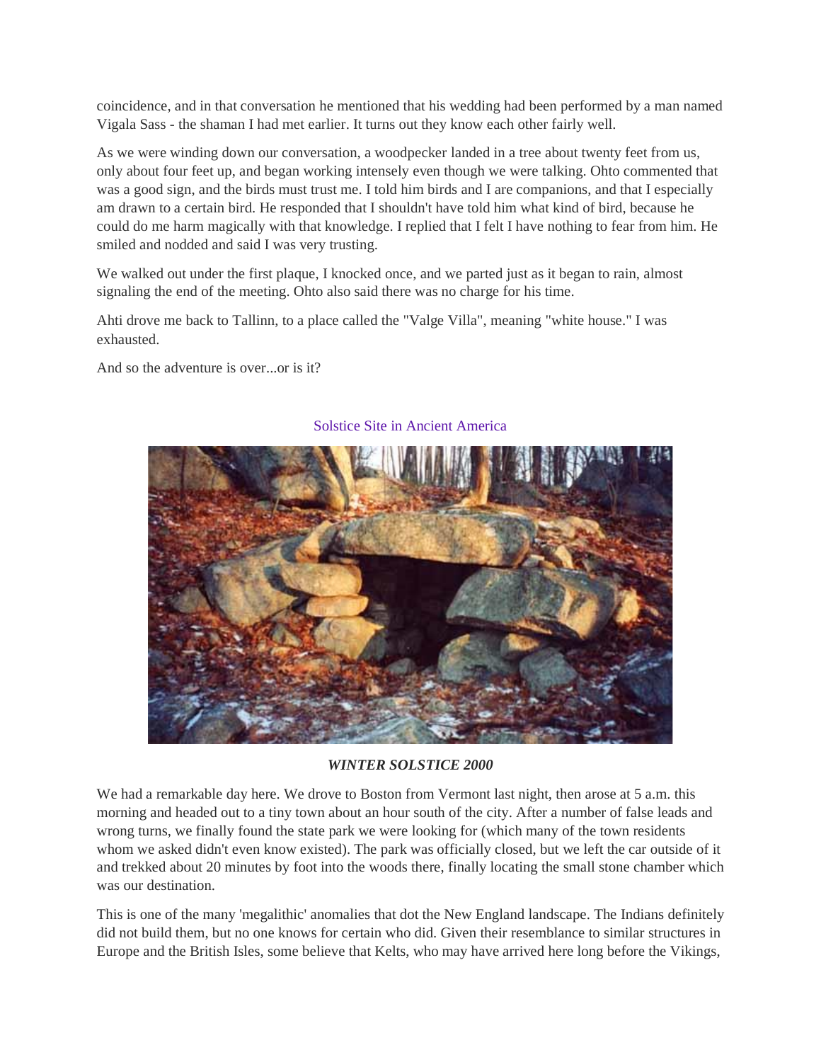coincidence, and in that conversation he mentioned that his wedding had been performed by a man named Vigala Sass - the shaman I had met earlier. It turns out they know each other fairly well.

As we were winding down our conversation, a woodpecker landed in a tree about twenty feet from us, only about four feet up, and began working intensely even though we were talking. Ohto commented that was a good sign, and the birds must trust me. I told him birds and I are companions, and that I especially am drawn to a certain bird. He responded that I shouldn't have told him what kind of bird, because he could do me harm magically with that knowledge. I replied that I felt I have nothing to fear from him. He smiled and nodded and said I was very trusting.

We walked out under the first plaque, I knocked once, and we parted just as it began to rain, almost signaling the end of the meeting. Ohto also said there was no charge for his time.

Ahti drove me back to Tallinn, to a place called the "Valge Villa", meaning "white house." I was exhausted.

And so the adventure is over...or is it?

Solstice Site in Ancient America

***WINTER SOLSTICE 2000***

We had a remarkable day here. We drove to Boston from Vermont last night, then arose at 5 a.m. this morning and headed out to a tiny town about an hour south of the city. After a number of false leads and wrong turns, we finally found the state park we were looking for (which many of the town residents whom we asked didn't even know existed). The park was officially closed, but we left the car outside of it and trekked about 20 minutes by foot into the woods there, finally locating the small stone chamber which was our destination.

This is one of the many 'megalithic' anomalies that dot the New England landscape. The Indians definitely did not build them, but no one knows for certain who did. Given their resemblance to similar structures in Europe and the British Isles, some believe that Kelts, who may have arrived here long before the Vikings,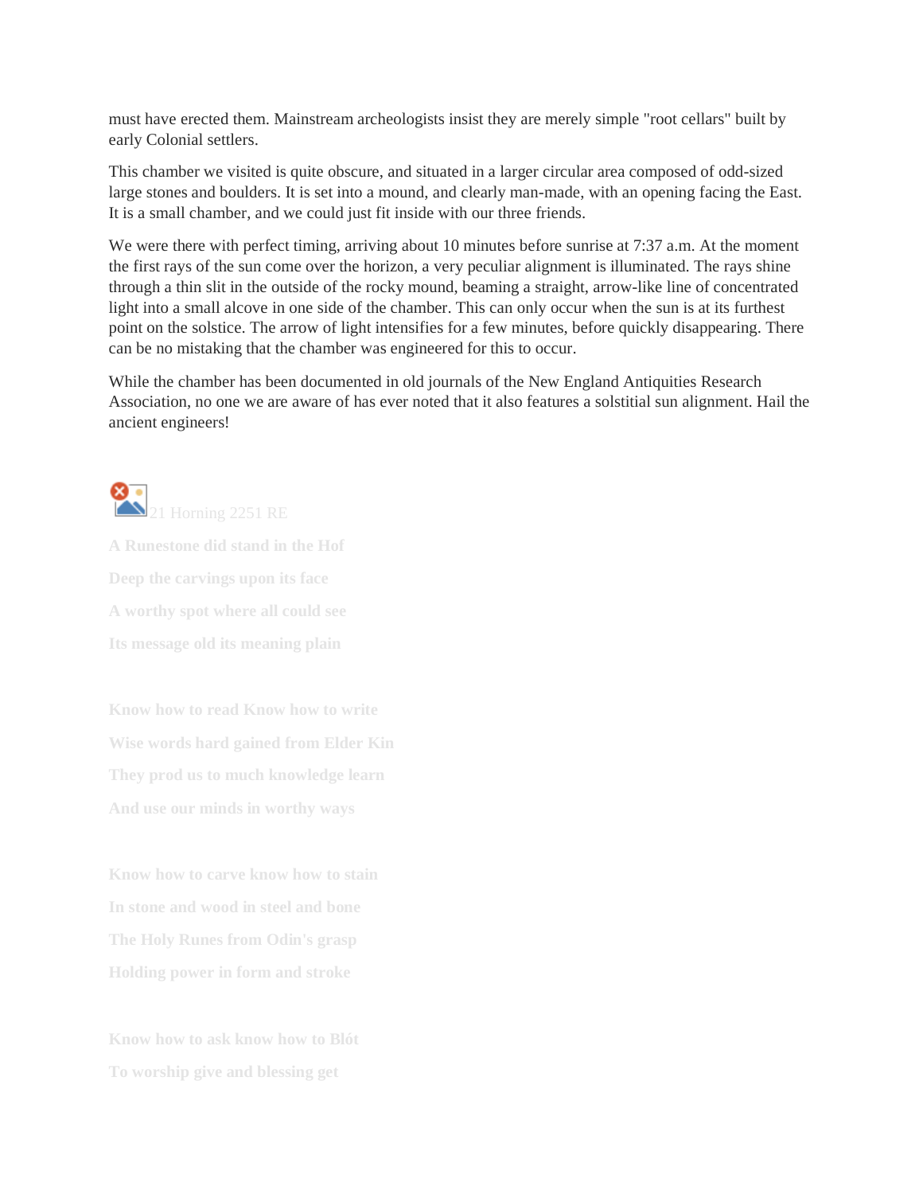must have erected them. Mainstream archeologists insist they are merely simple "root cellars" built by early Colonial settlers.

This chamber we visited is quite obscure, and situated in a larger circular area composed of odd-sized large stones and boulders. It is set into a mound, and clearly man-made, with an opening facing the East. It is a small chamber, and we could just fit inside with our three friends.

We were there with perfect timing, arriving about 10 minutes before sunrise at 7:37 a.m. At the moment the first rays of the sun come over the horizon, a very peculiar alignment is illuminated. The rays shine through a thin slit in the outside of the rocky mound, beaming a straight, arrow-like line of concentrated light into a small alcove in one side of the chamber. This can only occur when the sun is at its furthest point on the solstice. The arrow of light intensifies for a few minutes, before quickly disappearing. There can be no mistaking that the chamber was engineered for this to occur.

While the chamber has been documented in old journals of the New England Antiquities Research Association, no one we are aware of has ever noted that it also features a solstitial sun alignment. Hail the ancient engineers!

21 Horning 2251 RE

**A Runestone did stand in the Hof**

**Deep the carvings upon its face**

**A worthy spot where all could see**

**Its message old its meaning plain**

**Know how to read Know how to write**

**Wise words hard gained from Elder Kin**

**They prod us to much knowledge learn**

**And use our minds in worthy ways**

**Know how to carve know how to stain**

**In stone and wood in steel and bone**

**The Holy Runes from Odin's grasp**

**Holding power in form and stroke**

**Know how to ask know how to Blót**

**To worship give and blessing get**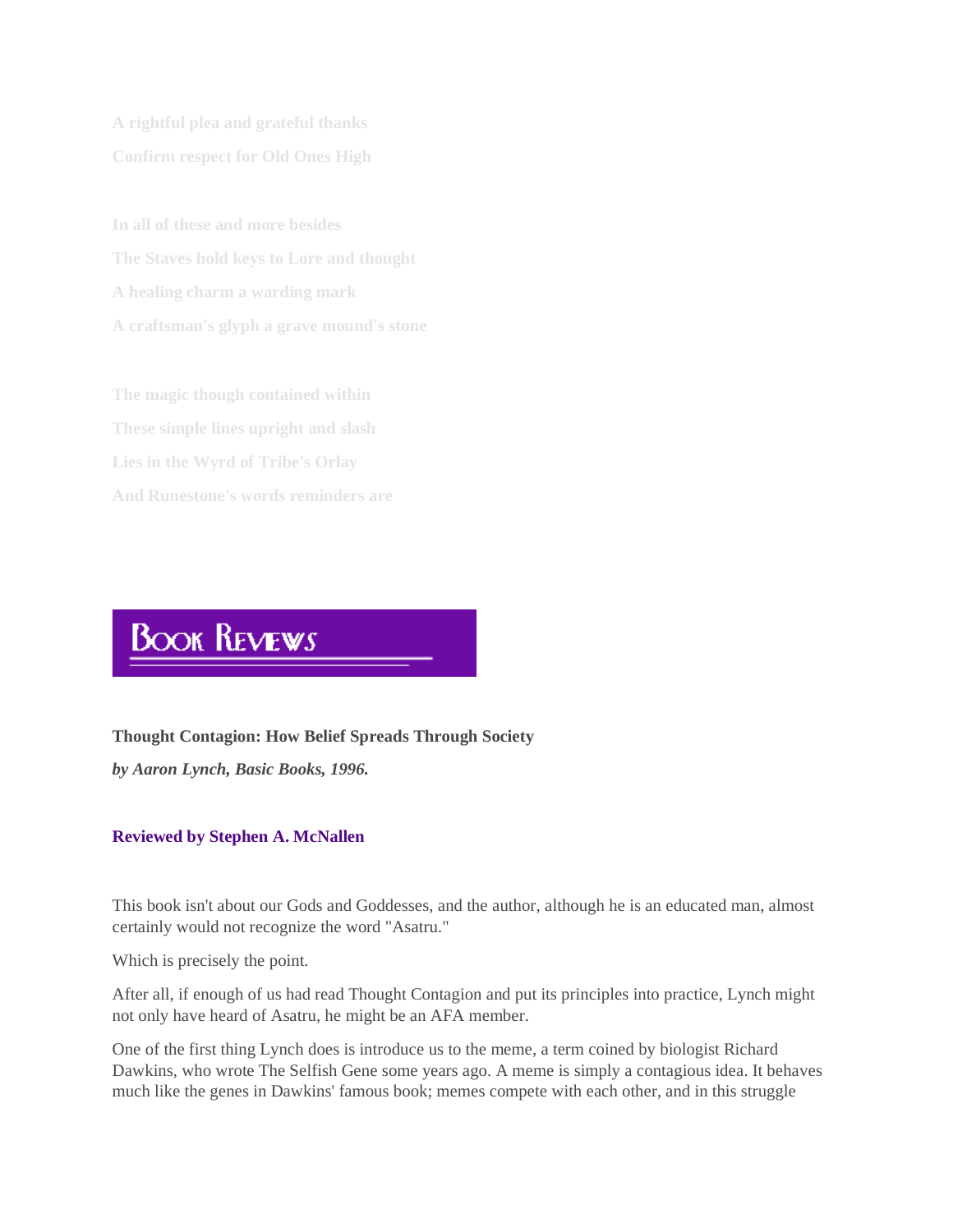**A rightful plea and grateful thanks**

**Confirm respect for Old Ones High**

**In all of these and more besides**

**The Staves hold keys to Lore and thought**

**A healing charm a warding mark**

**A craftsman's glyph a grave mound's stone**

**The magic though contained within**

**These simple lines upright and slash**

**Lies in the Wyrd of Tribe's Orlay**

**And Runestone's words reminders are**

# Book Reviews

**Thought Contagion: How Belief Spreads Through Society**

***by Aaron Lynch, Basic Books, 1996.***

**Reviewed by Stephen A. McNallen**

This book isn't about our Gods and Goddesses, and the author, although he is an educated man, almost certainly would not recognize the word "Asatru."

Which is precisely the point.

After all, if enough of us had read Thought Contagion and put its principles into practice, Lynch might not only have heard of Asatru, he might be an AFA member.

One of the first thing Lynch does is introduce us to the meme, a term coined by biologist Richard Dawkins, who wrote The Selfish Gene some years ago. A meme is simply a contagious idea. It behaves much like the genes in Dawkins' famous book; memes compete with each other, and in this struggle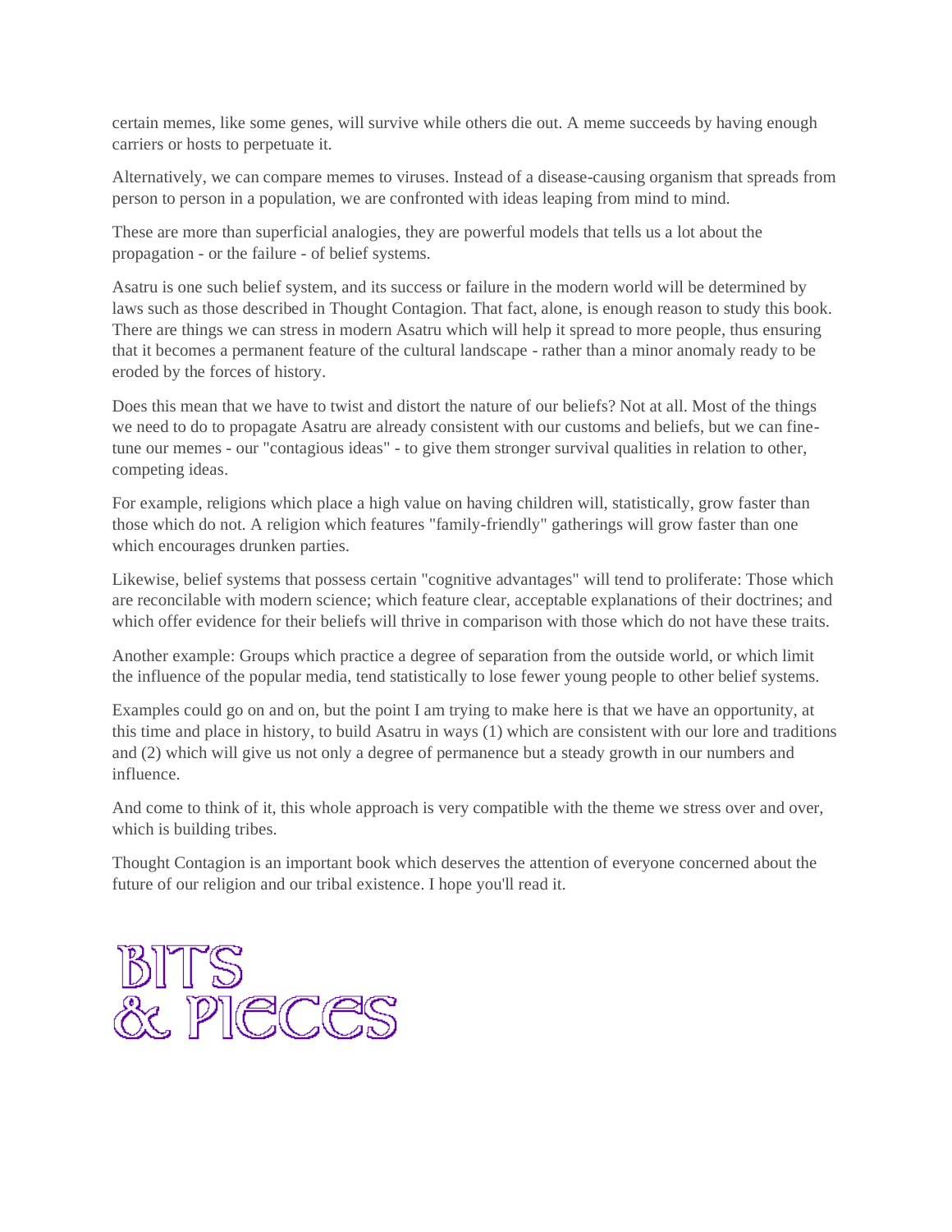certain memes, like some genes, will survive while others die out. A meme succeeds by having enough carriers or hosts to perpetuate it.

Alternatively, we can compare memes to viruses. Instead of a disease-causing organism that spreads from person to person in a population, we are confronted with ideas leaping from mind to mind.

These are more than superficial analogies, they are powerful models that tells us a lot about the propagation - or the failure - of belief systems.

Asatru is one such belief system, and its success or failure in the modern world will be determined by laws such as those described in Thought Contagion. That fact, alone, is enough reason to study this book. There are things we can stress in modern Asatru which will help it spread to more people, thus ensuring that it becomes a permanent feature of the cultural landscape - rather than a minor anomaly ready to be eroded by the forces of history.

Does this mean that we have to twist and distort the nature of our beliefs? Not at all. Most of the things we need to do to propagate Asatru are already consistent with our customs and beliefs, but we can fine-tune our memes - our "contagious ideas" - to give them stronger survival qualities in relation to other, competing ideas.

For example, religions which place a high value on having children will, statistically, grow faster than those which do not. A religion which features "family-friendly" gatherings will grow faster than one which encourages drunken parties.

Likewise, belief systems that possess certain "cognitive advantages" will tend to proliferate: Those which are reconcilable with modern science; which feature clear, acceptable explanations of their doctrines; and which offer evidence for their beliefs will thrive in comparison with those which do not have these traits.

Another example: Groups which practice a degree of separation from the outside world, or which limit the influence of the popular media, tend statistically to lose fewer young people to other belief systems.

Examples could go on and on, but the point I am trying to make here is that we have an opportunity, at this time and place in history, to build Asatru in ways (1) which are consistent with our lore and traditions and (2) which will give us not only a degree of permanence but a steady growth in our numbers and influence.

And come to think of it, this whole approach is very compatible with the theme we stress over and over, which is building tribes.

Thought Contagion is an important book which deserves the attention of everyone concerned about the future of our religion and our tribal existence. I hope you'll read it.

# BITS & PIECES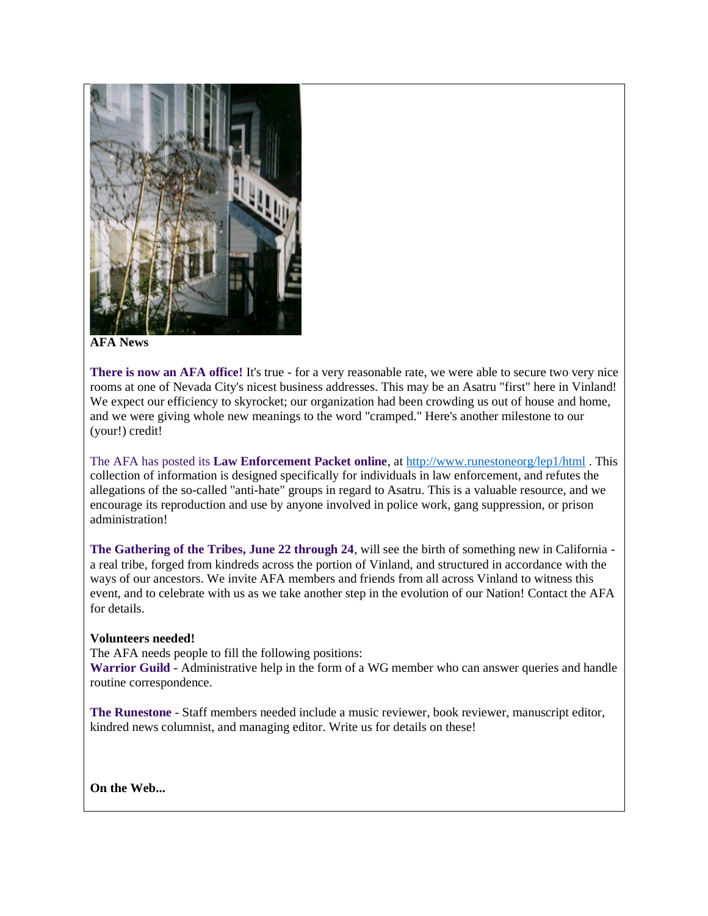**AFA News**

**There is now an AFA office!** It's true - for a very reasonable rate, we were able to secure two very nice rooms at one of Nevada City's nicest business addresses. This may be an Asatru "first" here in Vinland! We expect our efficiency to skyrocket; our organization had been crowding us out of house and home, and we were giving whole new meanings to the word "cramped." Here's another milestone to our (your!) credit!

The AFA has posted its **Law Enforcement Packet online**, at http://www.runestoneorg/lep1/html . This collection of information is designed specifically for individuals in law enforcement, and refutes the allegations of the so-called "anti-hate" groups in regard to Asatru. This is a valuable resource, and we encourage its reproduction and use by anyone involved in police work, gang suppression, or prison administration!

**The Gathering of the Tribes, June 22 through 24**, will see the birth of something new in California - a real tribe, forged from kindreds across the portion of Vinland, and structured in accordance with the ways of our ancestors. We invite AFA members and friends from all across Vinland to witness this event, and to celebrate with us as we take another step in the evolution of our Nation! Contact the AFA for details.

**Volunteers needed!**
The AFA needs people to fill the following positions:
**Warrior Guild** - Administrative help in the form of a WG member who can answer queries and handle routine correspondence.

**The Runestone -** Staff members needed include a music reviewer, book reviewer, manuscript editor, kindred news columnist, and managing editor. Write us for details on these!

**On the Web...**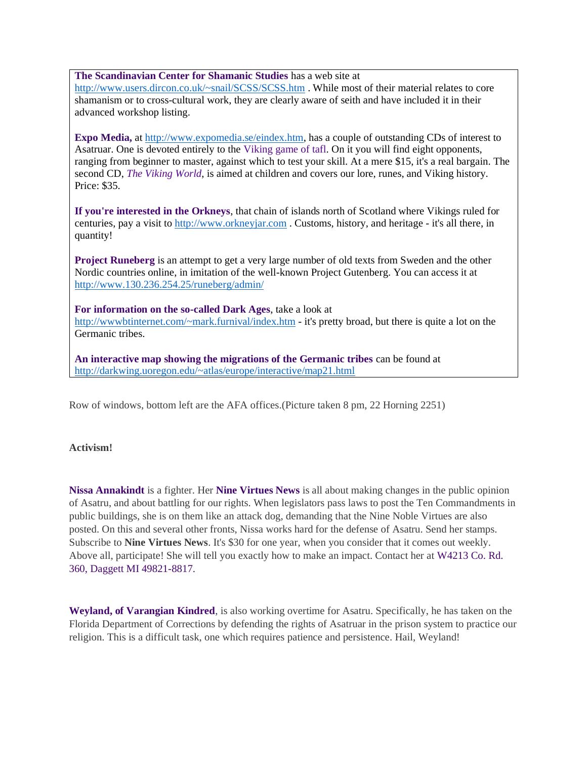**The Scandinavian Center for Shamanic Studies** has a web site at http://www.users.dircon.co.uk/~snail/SCSS/SCSS.htm . While most of their material relates to core shamanism or to cross-cultural work, they are clearly aware of seith and have included it in their advanced workshop listing.

**Expo Media,** at http://www.expomedia.se/eindex.htm, has a couple of outstanding CDs of interest to Asatruar. One is devoted entirely to the Viking game of tafl. On it you will find eight opponents, ranging from beginner to master, against which to test your skill. At a mere $15, it's a real bargain. The second CD, *The Viking World*, is aimed at children and covers our lore, runes, and Viking history. Price: $35.

**If you're interested in the Orkneys**, that chain of islands north of Scotland where Vikings ruled for centuries, pay a visit to http://www.orkneyjar.com . Customs, history, and heritage - it's all there, in quantity!

**Project Runeberg** is an attempt to get a very large number of old texts from Sweden and the other Nordic countries online, in imitation of the well-known Project Gutenberg. You can access it at http://www.130.236.254.25/runeberg/admin/

**For information on the so-called Dark Ages**, take a look at http://wwwbtinternet.com/~mark.furnival/index.htm - it's pretty broad, but there is quite a lot on the Germanic tribes.

**An interactive map showing the migrations of the Germanic tribes** can be found at http://darkwing.uoregon.edu/~atlas/europe/interactive/map21.html

Row of windows, bottom left are the AFA offices.(Picture taken 8 pm, 22 Horning 2251)

**Activism!**

**Nissa Annakindt** is a fighter. Her **Nine Virtues News** is all about making changes in the public opinion of Asatru, and about battling for our rights. When legislators pass laws to post the Ten Commandments in public buildings, she is on them like an attack dog, demanding that the Nine Noble Virtues are also posted. On this and several other fronts, Nissa works hard for the defense of Asatru. Send her stamps. Subscribe to **Nine Virtues News**. It's $30 for one year, when you consider that it comes out weekly. Above all, participate! She will tell you exactly how to make an impact. Contact her at W4213 Co. Rd. 360, Daggett MI 49821-8817.

**Weyland, of Varangian Kindred**, is also working overtime for Asatru. Specifically, he has taken on the Florida Department of Corrections by defending the rights of Asatruar in the prison system to practice our religion. This is a difficult task, one which requires patience and persistence. Hail, Weyland!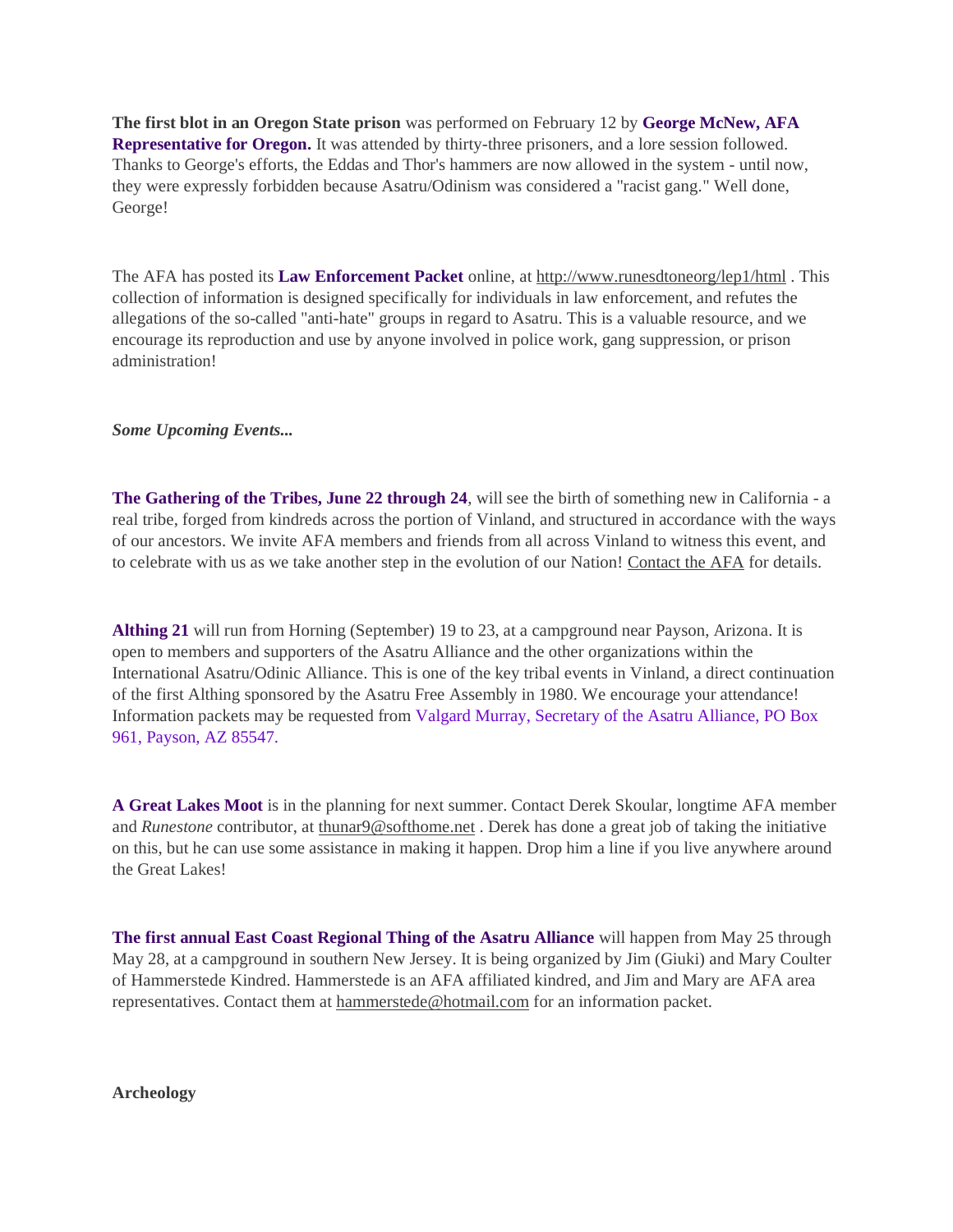**The first blot in an Oregon State prison** was performed on February 12 by **George McNew, AFA Representative for Oregon.** It was attended by thirty-three prisoners, and a lore session followed. Thanks to George's efforts, the Eddas and Thor's hammers are now allowed in the system - until now, they were expressly forbidden because Asatru/Odinism was considered a "racist gang." Well done, George!

The AFA has posted its **Law Enforcement Packet** online, at http://www.runesdtoneorg/lep1/html . This collection of information is designed specifically for individuals in law enforcement, and refutes the allegations of the so-called "anti-hate" groups in regard to Asatru. This is a valuable resource, and we encourage its reproduction and use by anyone involved in police work, gang suppression, or prison administration!

***Some Upcoming Events...***

**The Gathering of the Tribes, June 22 through 24**, will see the birth of something new in California - a real tribe, forged from kindreds across the portion of Vinland, and structured in accordance with the ways of our ancestors. We invite AFA members and friends from all across Vinland to witness this event, and to celebrate with us as we take another step in the evolution of our Nation! Contact the AFA for details.

**Althing 21** will run from Horning (September) 19 to 23, at a campground near Payson, Arizona. It is open to members and supporters of the Asatru Alliance and the other organizations within the International Asatru/Odinic Alliance. This is one of the key tribal events in Vinland, a direct continuation of the first Althing sponsored by the Asatru Free Assembly in 1980. We encourage your attendance! Information packets may be requested from Valgard Murray, Secretary of the Asatru Alliance, PO Box 961, Payson, AZ 85547.

**A Great Lakes Moot** is in the planning for next summer. Contact Derek Skoular, longtime AFA member and *Runestone* contributor, at thunar9@softhome.net . Derek has done a great job of taking the initiative on this, but he can use some assistance in making it happen. Drop him a line if you live anywhere around the Great Lakes!

**The first annual East Coast Regional Thing of the Asatru Alliance** will happen from May 25 through May 28, at a campground in southern New Jersey. It is being organized by Jim (Giuki) and Mary Coulter of Hammerstede Kindred. Hammerstede is an AFA affiliated kindred, and Jim and Mary are AFA area representatives. Contact them at hammerstede@hotmail.com for an information packet.

**Archeology**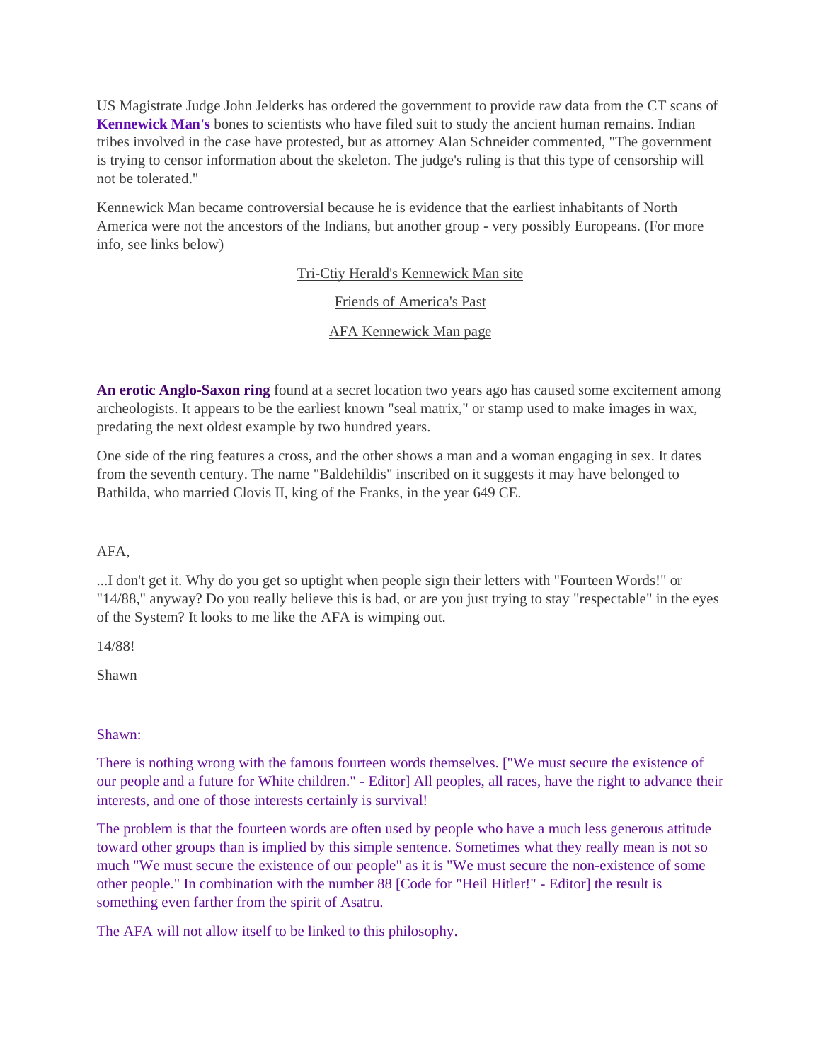US Magistrate Judge John Jelderks has ordered the government to provide raw data from the CT scans of **Kennewick Man's** bones to scientists who have filed suit to study the ancient human remains. Indian tribes involved in the case have protested, but as attorney Alan Schneider commented, "The government is trying to censor information about the skeleton. The judge's ruling is that this type of censorship will not be tolerated."

Kennewick Man became controversial because he is evidence that the earliest inhabitants of North America were not the ancestors of the Indians, but another group - very possibly Europeans. (For more info, see links below)

Tri-Ctiy Herald's Kennewick Man site

Friends of America's Past

AFA Kennewick Man page

**An erotic Anglo-Saxon ring** found at a secret location two years ago has caused some excitement among archeologists. It appears to be the earliest known "seal matrix," or stamp used to make images in wax, predating the next oldest example by two hundred years.

One side of the ring features a cross, and the other shows a man and a woman engaging in sex. It dates from the seventh century. The name "Baldehildis" inscribed on it suggests it may have belonged to Bathilda, who married Clovis II, king of the Franks, in the year 649 CE.

AFA,

...I don't get it. Why do you get so uptight when people sign their letters with "Fourteen Words!" or "14/88," anyway? Do you really believe this is bad, or are you just trying to stay "respectable" in the eyes of the System? It looks to me like the AFA is wimping out.

14/88!

Shawn

Shawn:

There is nothing wrong with the famous fourteen words themselves. ["We must secure the existence of our people and a future for White children." - Editor] All peoples, all races, have the right to advance their interests, and one of those interests certainly is survival!

The problem is that the fourteen words are often used by people who have a much less generous attitude toward other groups than is implied by this simple sentence. Sometimes what they really mean is not so much "We must secure the existence of our people" as it is "We must secure the non-existence of some other people." In combination with the number 88 [Code for "Heil Hitler!" - Editor] the result is something even farther from the spirit of Asatru.

The AFA will not allow itself to be linked to this philosophy.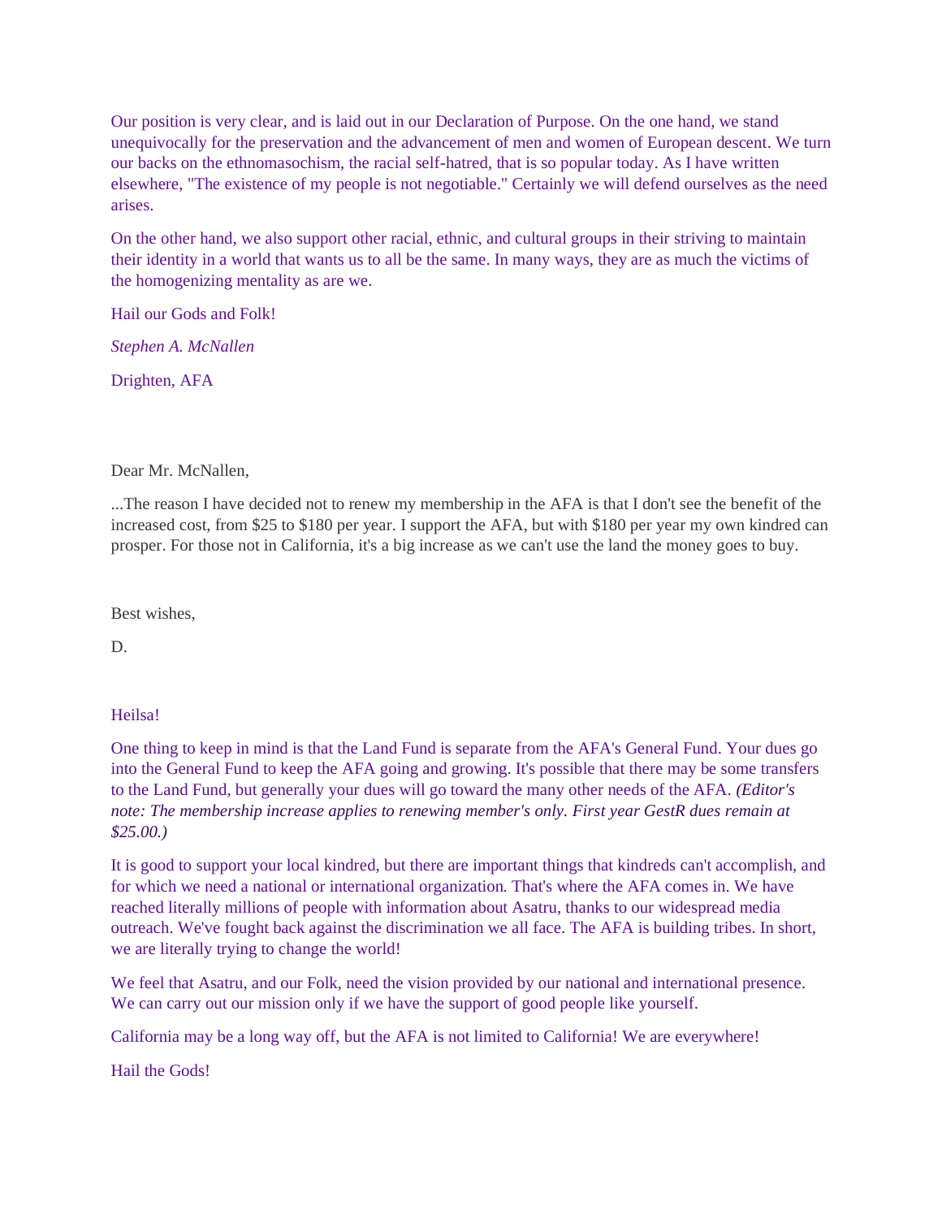Our position is very clear, and is laid out in our Declaration of Purpose. On the one hand, we stand unequivocally for the preservation and the advancement of men and women of European descent. We turn our backs on the ethnomasochism, the racial self-hatred, that is so popular today. As I have written elsewhere, "The existence of my people is not negotiable." Certainly we will defend ourselves as the need arises.

On the other hand, we also support other racial, ethnic, and cultural groups in their striving to maintain their identity in a world that wants us to all be the same. In many ways, they are as much the victims of the homogenizing mentality as are we.

Hail our Gods and Folk!

*Stephen A. McNallen*

Drighten, AFA

Dear Mr. McNallen,

...The reason I have decided not to renew my membership in the AFA is that I don't see the benefit of the increased cost, from $25 to $180 per year. I support the AFA, but with $180 per year my own kindred can prosper. For those not in California, it's a big increase as we can't use the land the money goes to buy.

Best wishes,

D.

Heilsa!

One thing to keep in mind is that the Land Fund is separate from the AFA's General Fund. Your dues go into the General Fund to keep the AFA going and growing. It's possible that there may be some transfers to the Land Fund, but generally your dues will go toward the many other needs of the AFA. *(Editor's note: The membership increase applies to renewing member's only. First year GestR dues remain at $25.00.)*

It is good to support your local kindred, but there are important things that kindreds can't accomplish, and for which we need a national or international organization. That's where the AFA comes in. We have reached literally millions of people with information about Asatru, thanks to our widespread media outreach. We've fought back against the discrimination we all face. The AFA is building tribes. In short, we are literally trying to change the world!

We feel that Asatru, and our Folk, need the vision provided by our national and international presence. We can carry out our mission only if we have the support of good people like yourself.

California may be a long way off, but the AFA is not limited to California! We are everywhere!

Hail the Gods!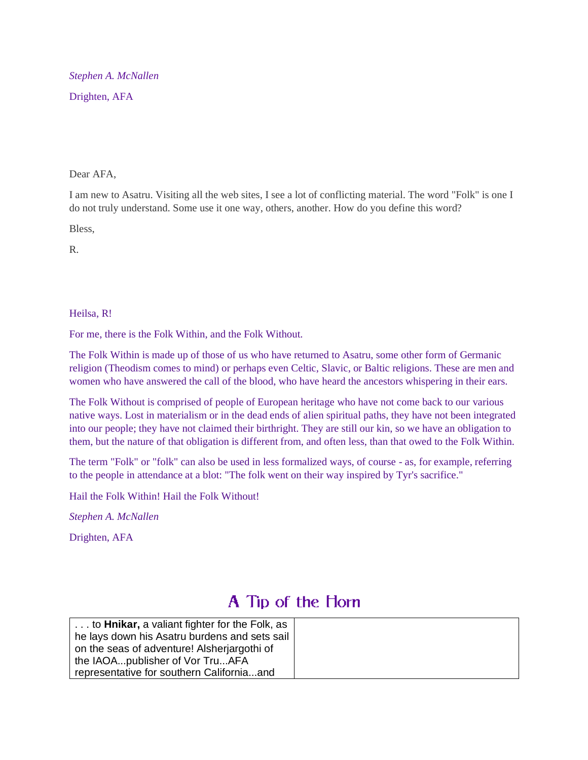*Stephen A. McNallen*

Drighten, AFA

Dear AFA,

I am new to Asatru. Visiting all the web sites, I see a lot of conflicting material. The word "Folk" is one I do not truly understand. Some use it one way, others, another. How do you define this word?

Bless,

R.

Heilsa, R!

For me, there is the Folk Within, and the Folk Without.

The Folk Within is made up of those of us who have returned to Asatru, some other form of Germanic religion (Theodism comes to mind) or perhaps even Celtic, Slavic, or Baltic religions. These are men and women who have answered the call of the blood, who have heard the ancestors whispering in their ears.

The Folk Without is comprised of people of European heritage who have not come back to our various native ways. Lost in materialism or in the dead ends of alien spiritual paths, they have not been integrated into our people; they have not claimed their birthright. They are still our kin, so we have an obligation to them, but the nature of that obligation is different from, and often less, than that owed to the Folk Within.

The term "Folk" or "folk" can also be used in less formalized ways, of course - as, for example, referring to the people in attendance at a blot: "The folk went on their way inspired by Tyr's sacrifice."

Hail the Folk Within! Hail the Folk Without!

*Stephen A. McNallen*

Drighten, AFA

## A Tip of the Horn

| | |
|---|---|
| . . . to **Hnikar,** a valiant fighter for the Folk, as he lays down his Asatru burdens and sets sail on the seas of adventure! Alsherjargothi of the IAOA...publisher of Vor Tru...AFA representative for southern California...and | |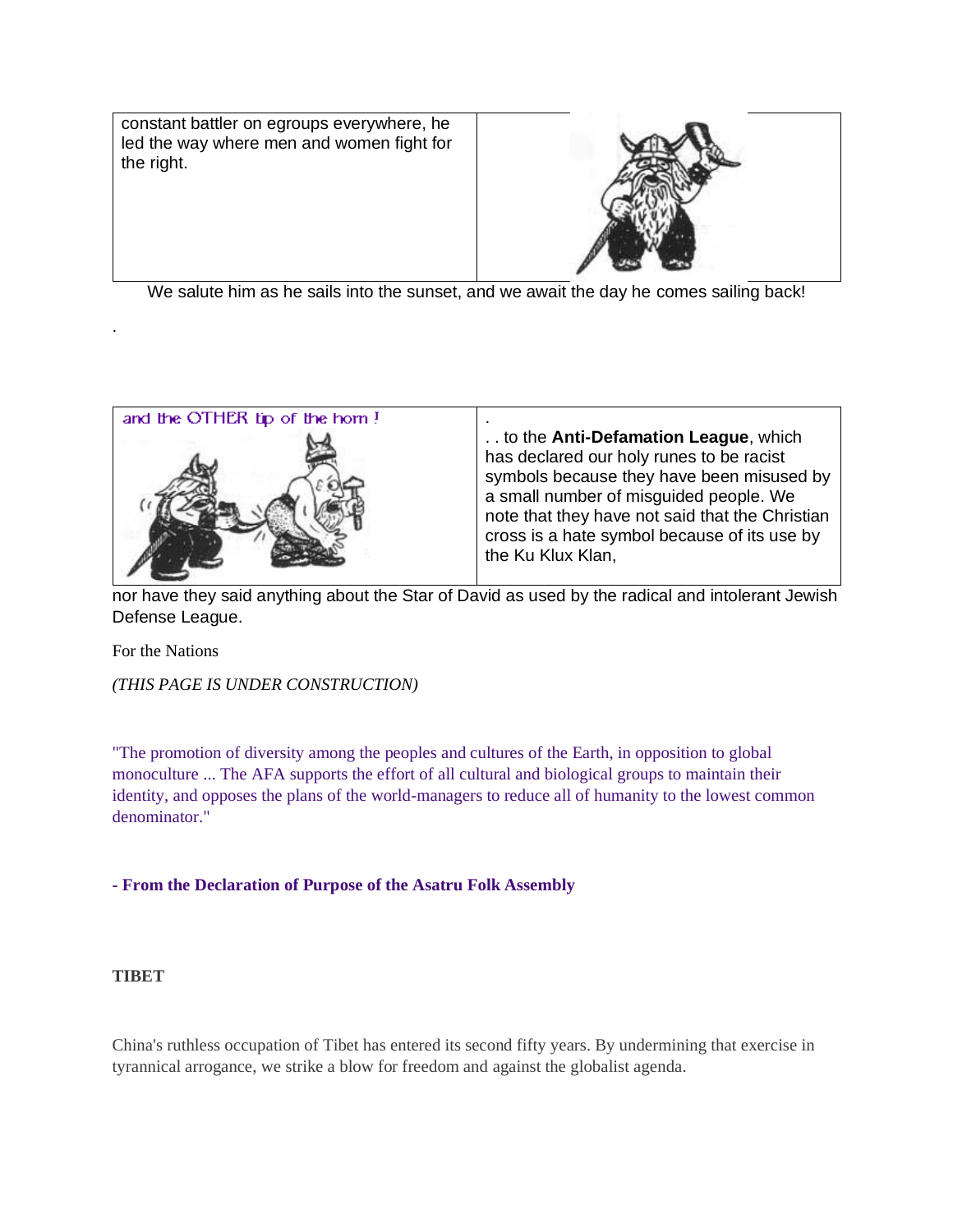constant battler on egroups everywhere, he led the way where men and women fight for the right.

We salute him as he sails into the sunset, and we await the day he comes sailing back!

.

and the OTHER tip of the horn !

.
. . to the **Anti-Defamation League**, which has declared our holy runes to be racist symbols because they have been misused by a small number of misguided people. We note that they have not said that the Christian cross is a hate symbol because of its use by the Ku Klux Klan,

nor have they said anything about the Star of David as used by the radical and intolerant Jewish Defense League.

For the Nations

*(THIS PAGE IS UNDER CONSTRUCTION)*

"The promotion of diversity among the peoples and cultures of the Earth, in opposition to global monoculture ... The AFA supports the effort of all cultural and biological groups to maintain their identity, and opposes the plans of the world-managers to reduce all of humanity to the lowest common denominator."

**- From the Declaration of Purpose of the Asatru Folk Assembly**

**TIBET**

China's ruthless occupation of Tibet has entered its second fifty years. By undermining that exercise in tyrannical arrogance, we strike a blow for freedom and against the globalist agenda.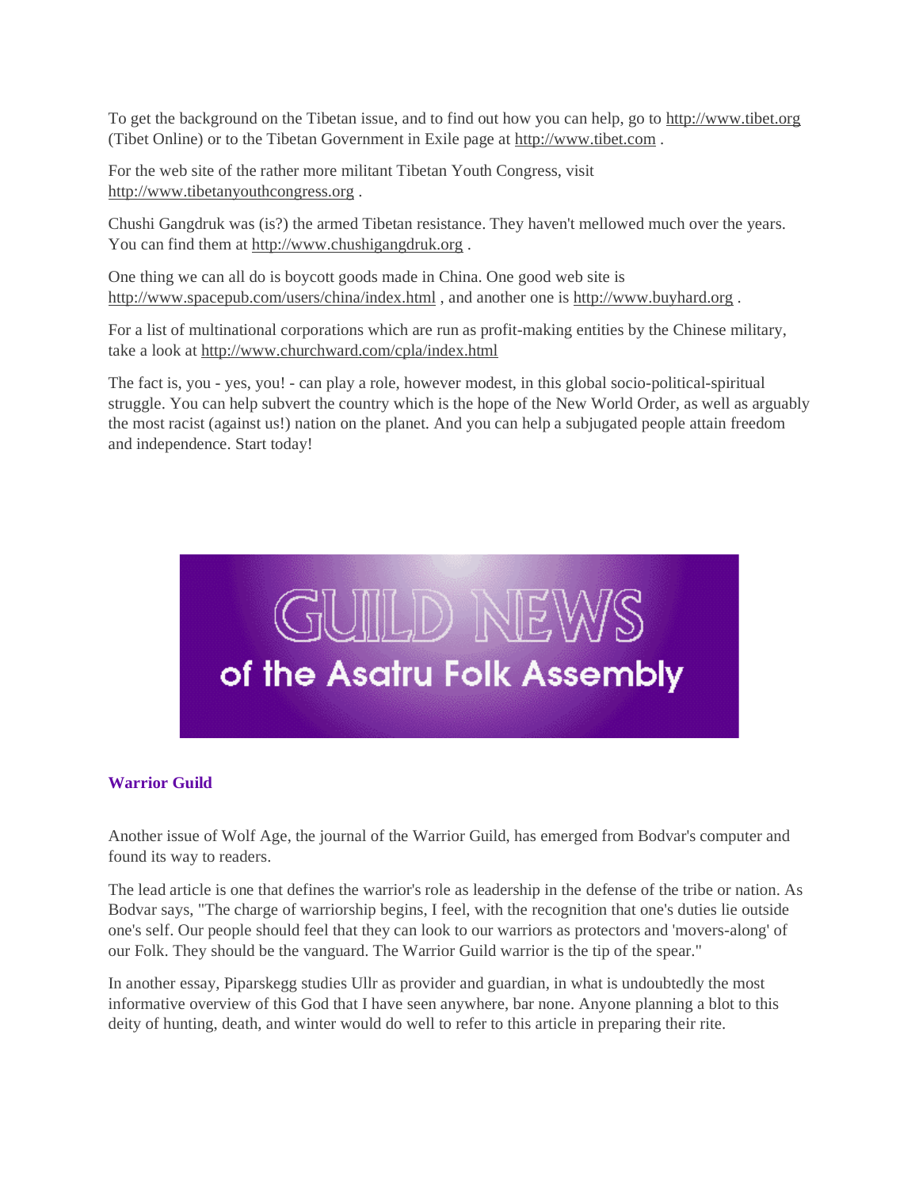To get the background on the Tibetan issue, and to find out how you can help, go to http://www.tibet.org (Tibet Online) or to the Tibetan Government in Exile page at http://www.tibet.com .

For the web site of the rather more militant Tibetan Youth Congress, visit http://www.tibetanyouthcongress.org .

Chushi Gangdruk was (is?) the armed Tibetan resistance. They haven't mellowed much over the years. You can find them at http://www.chushigangdruk.org .

One thing we can all do is boycott goods made in China. One good web site is http://www.spacepub.com/users/china/index.html , and another one is http://www.buyhard.org .

For a list of multinational corporations which are run as profit-making entities by the Chinese military, take a look at http://www.churchward.com/cpla/index.html

The fact is, you - yes, you! - can play a role, however modest, in this global socio-political-spiritual struggle. You can help subvert the country which is the hope of the New World Order, as well as arguably the most racist (against us!) nation on the planet. And you can help a subjugated people attain freedom and independence. Start today!

# GUILD NEWS of the Asatru Folk Assembly

### Warrior Guild

Another issue of Wolf Age, the journal of the Warrior Guild, has emerged from Bodvar's computer and found its way to readers.

The lead article is one that defines the warrior's role as leadership in the defense of the tribe or nation. As Bodvar says, "The charge of warriorship begins, I feel, with the recognition that one's duties lie outside one's self. Our people should feel that they can look to our warriors as protectors and 'movers-along' of our Folk. They should be the vanguard. The Warrior Guild warrior is the tip of the spear."

In another essay, Piparskegg studies Ullr as provider and guardian, in what is undoubtedly the most informative overview of this God that I have seen anywhere, bar none. Anyone planning a blot to this deity of hunting, death, and winter would do well to refer to this article in preparing their rite.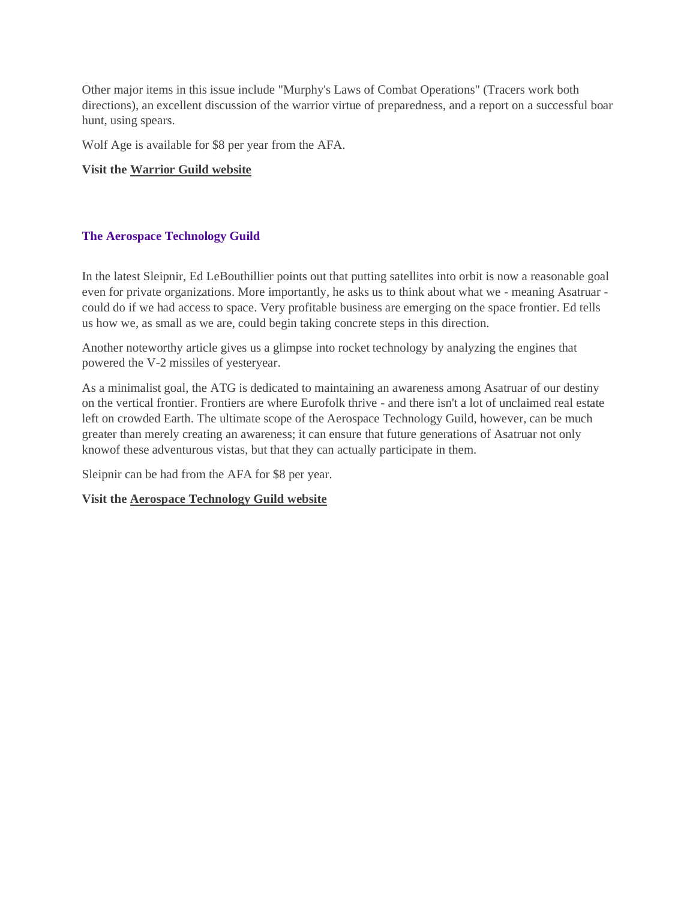Other major items in this issue include "Murphy's Laws of Combat Operations" (Tracers work both directions), an excellent discussion of the warrior virtue of preparedness, and a report on a successful boar hunt, using spears.

Wolf Age is available for $8 per year from the AFA.

**Visit the Warrior Guild website**

### The Aerospace Technology Guild

In the latest Sleipnir, Ed LeBouthillier points out that putting satellites into orbit is now a reasonable goal even for private organizations. More importantly, he asks us to think about what we - meaning Asatruar - could do if we had access to space. Very profitable business are emerging on the space frontier. Ed tells us how we, as small as we are, could begin taking concrete steps in this direction.

Another noteworthy article gives us a glimpse into rocket technology by analyzing the engines that powered the V-2 missiles of yesteryear.

As a minimalist goal, the ATG is dedicated to maintaining an awareness among Asatruar of our destiny on the vertical frontier. Frontiers are where Eurofolk thrive - and there isn't a lot of unclaimed real estate left on crowded Earth. The ultimate scope of the Aerospace Technology Guild, however, can be much greater than merely creating an awareness; it can ensure that future generations of Asatruar not only knowof these adventurous vistas, but that they can actually participate in them.

Sleipnir can be had from the AFA for $8 per year.

**Visit the Aerospace Technology Guild website**